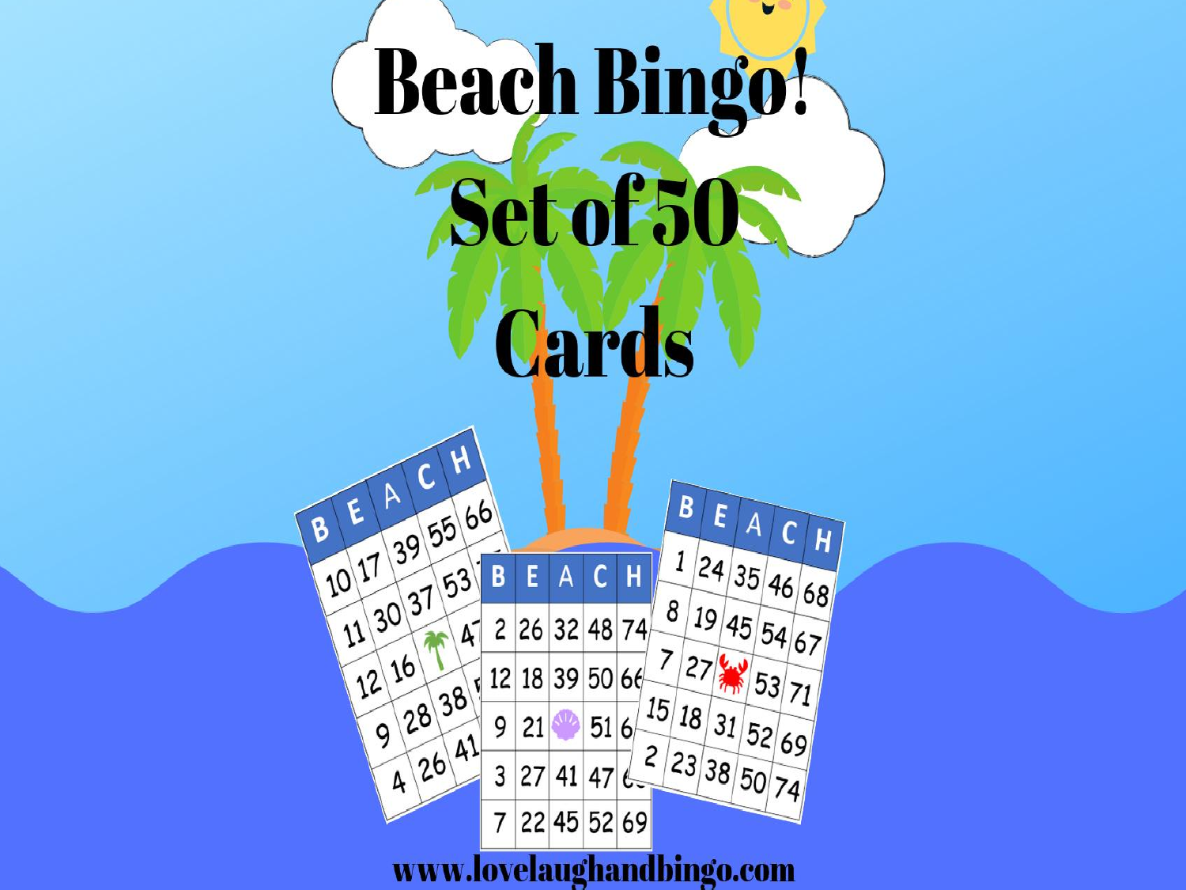# Beach Bingo!

# Set of 50 Cards

www.lovelaughandbingo.com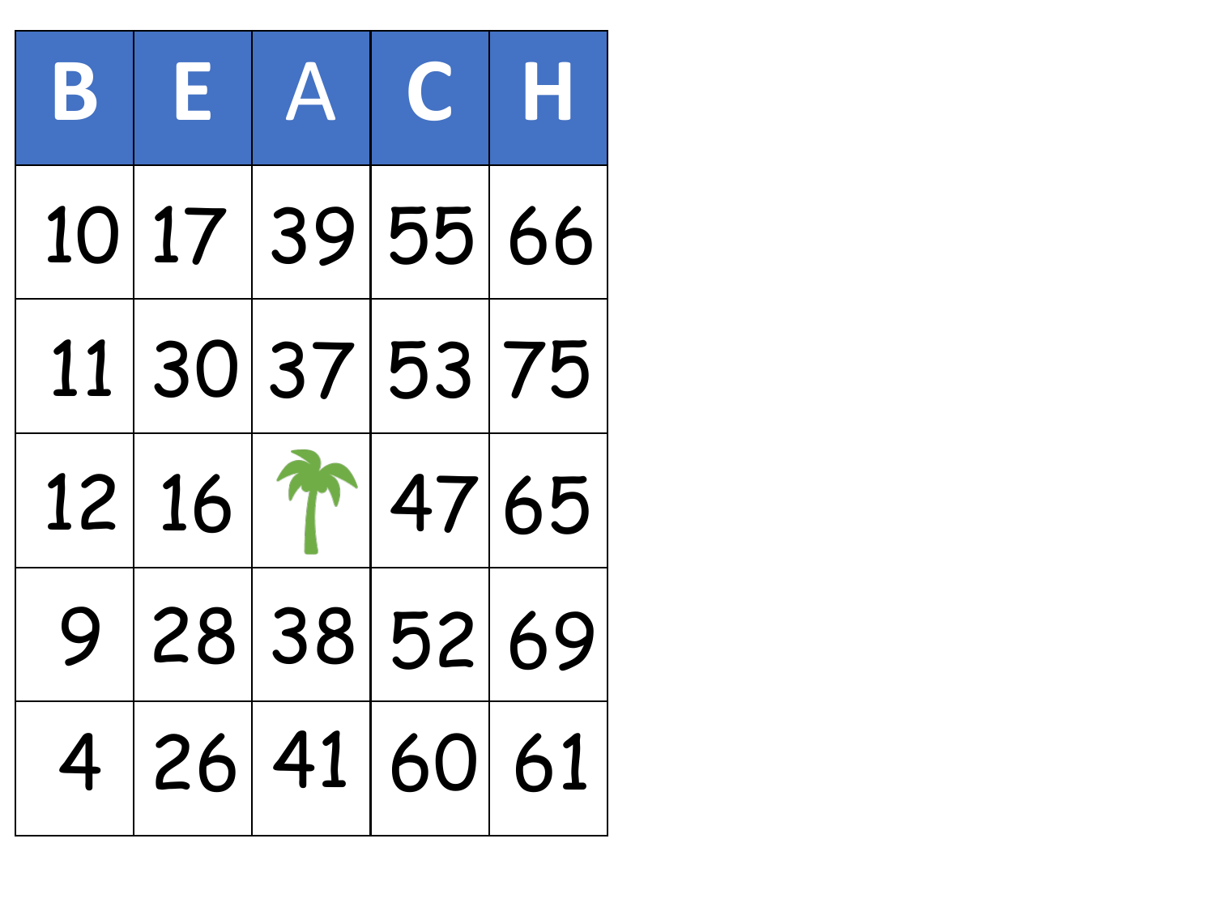| B | E | A | C | H |
|---|---|---|---|---|
| 10 | 17 | 39 | 55 | 66 |
| 11 | 30 | 37 | 53 | 75 |
| 12 | 16 | | 47 | 65 |
| 9 | 28 | 38 | 52 | 69 |
| 4 | 26 | 41 | 60 | 61 |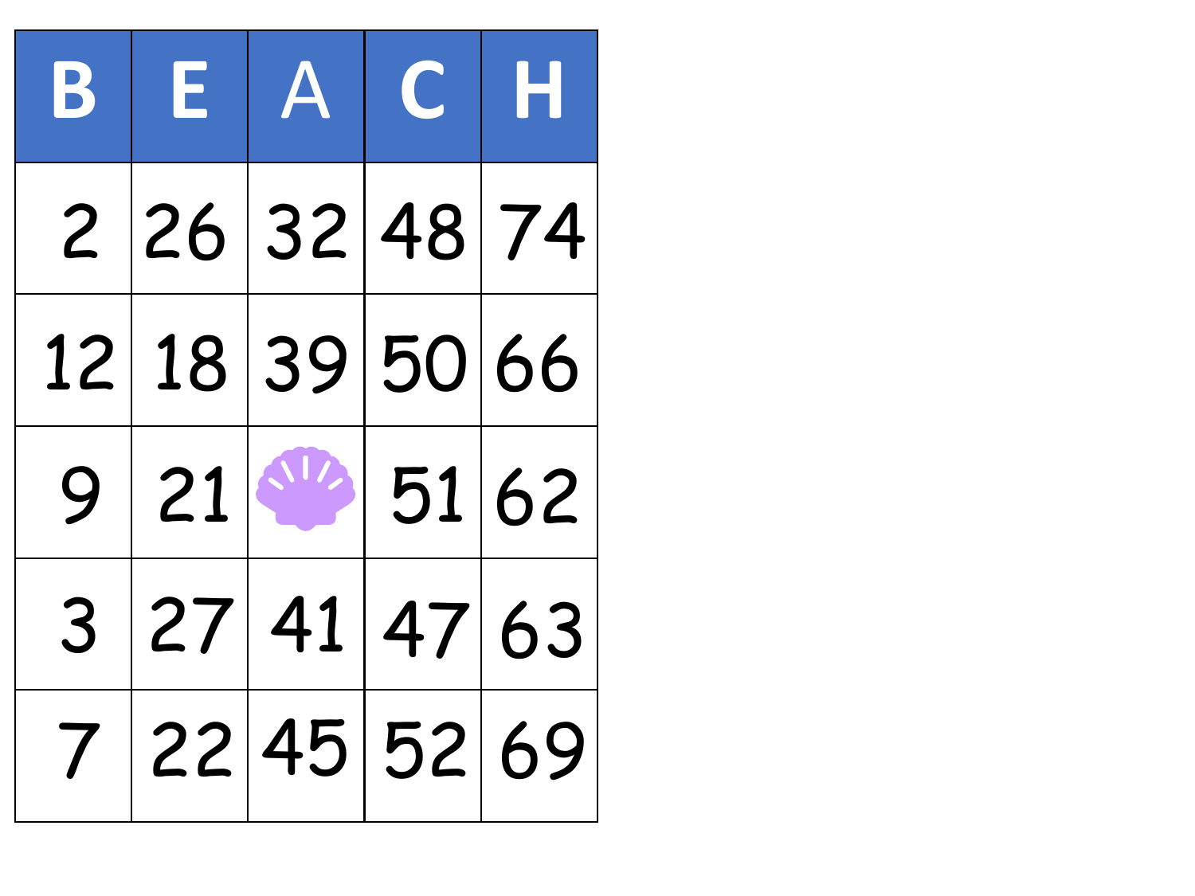| B | E | A | C | H |
|---|---|---|---|---|
| 2 | 26 | 32 | 48 | 74 |
| 12 | 18 | 39 | 50 | 66 |
| 9 | 21 | | 51 | 62 |
| 3 | 27 | 41 | 47 | 63 |
| 7 | 22 | 45 | 52 | 69 |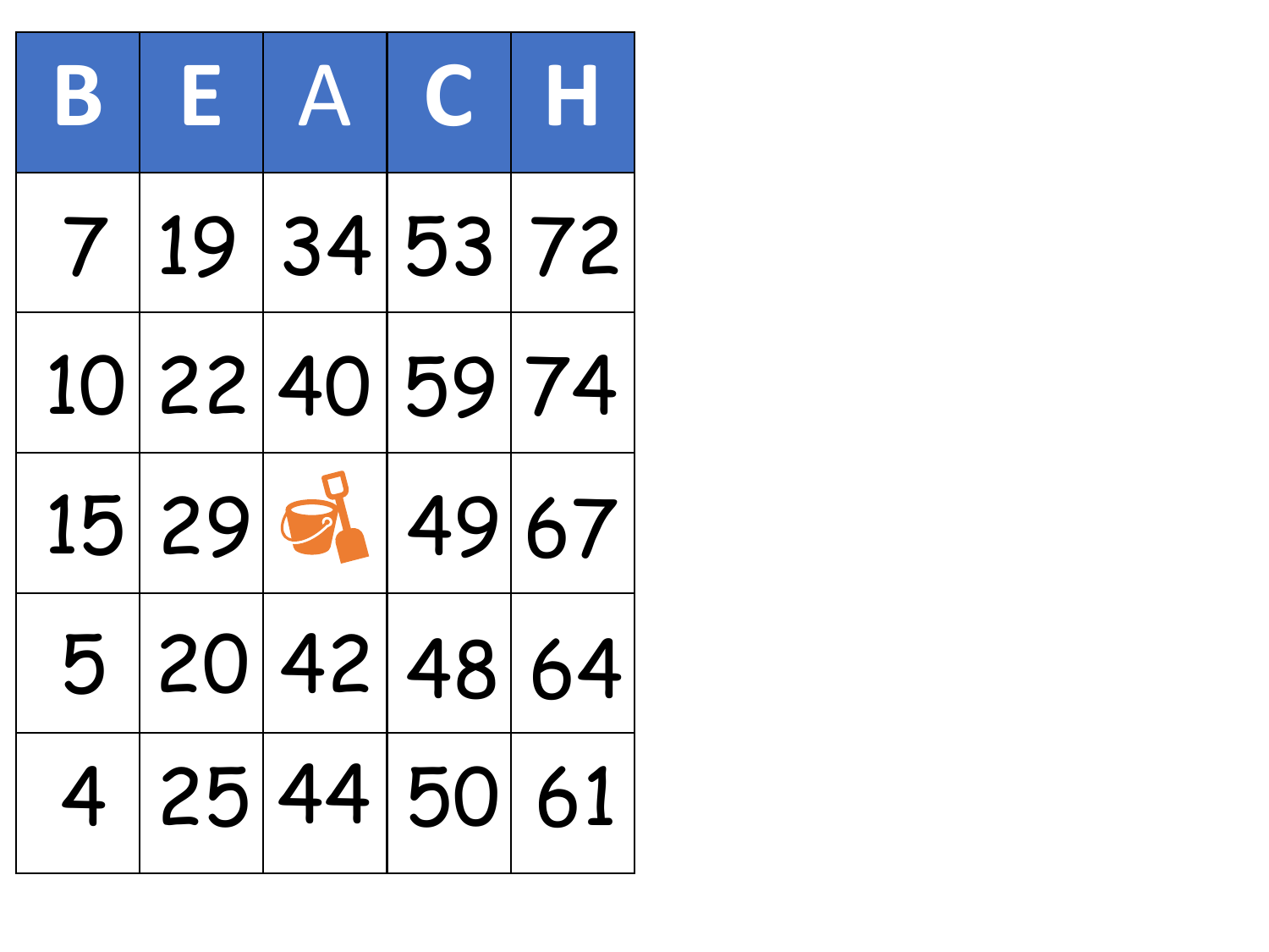| B | E | A | C | H |
|---|---|---|---|---|
| 7 | 19 | 34 | 53 | 72 |
| 10 | 22 | 40 | 59 | 74 |
| 15 | 29 | | 49 | 67 |
| 5 | 20 | 42 | 48 | 64 |
| 4 | 25 | 44 | 50 | 61 |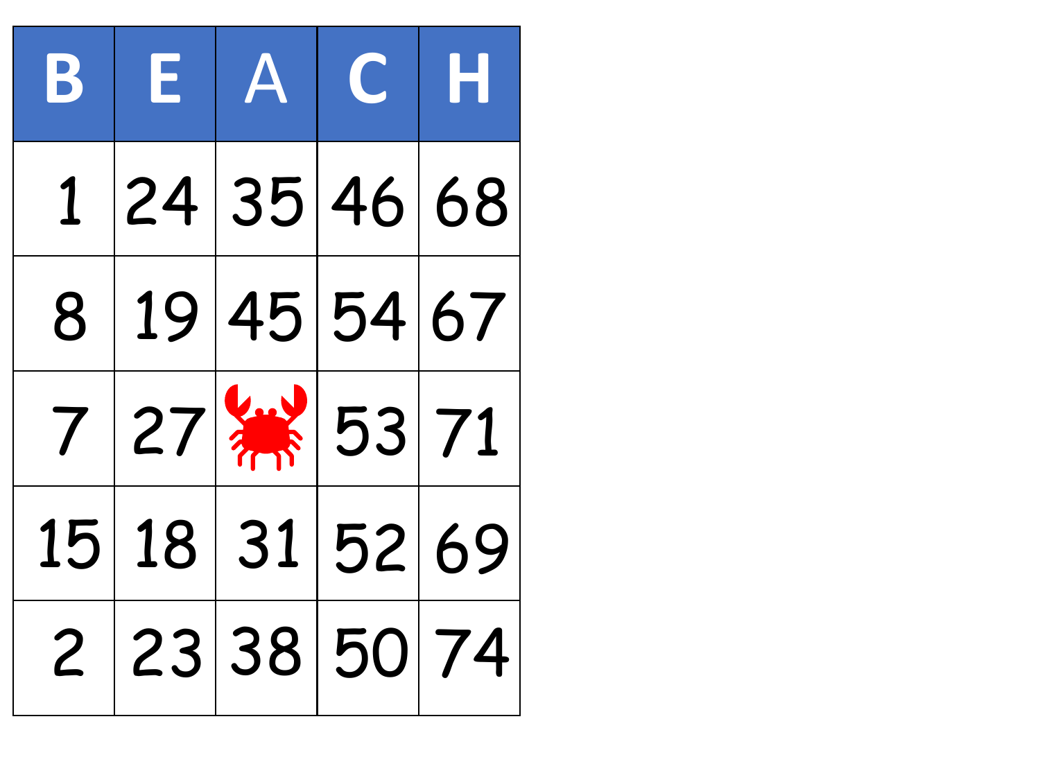| B | E | A | C | H |
|---|---|---|---|---|
| 1 | 24 | 35 | 46 | 68 |
| 8 | 19 | 45 | 54 | 67 |
| 7 | 27 | | 53 | 71 |
| 15 | 18 | 31 | 52 | 69 |
| 2 | 23 | 38 | 50 | 74 |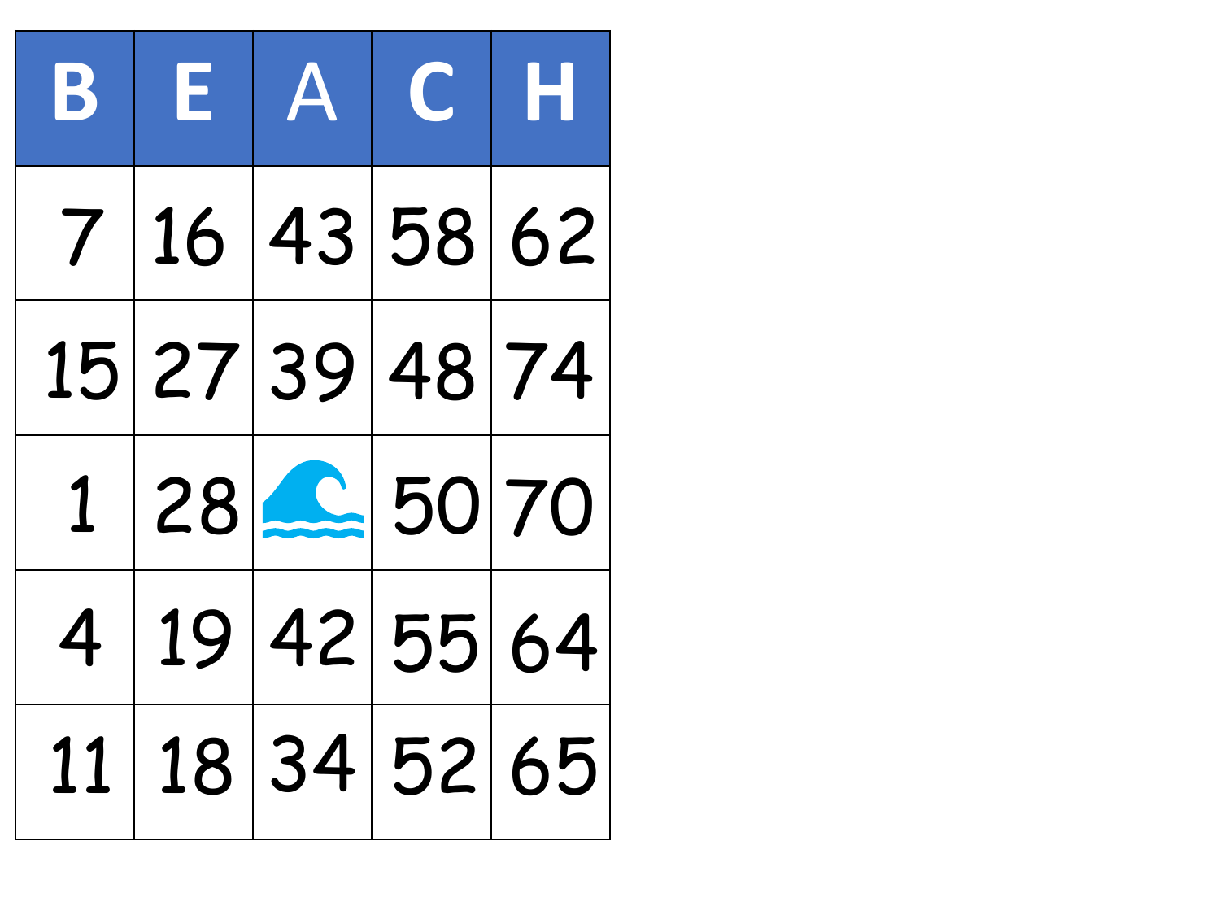| B | E | A | C | H |
|---|---|---|---|---|
| 7 | 16 | 43 | 58 | 62 |
| 15 | 27 | 39 | 48 | 74 |
| 1 | 28 | 🌊 | 50 | 70 |
| 4 | 19 | 42 | 55 | 64 |
| 11 | 18 | 34 | 52 | 65 |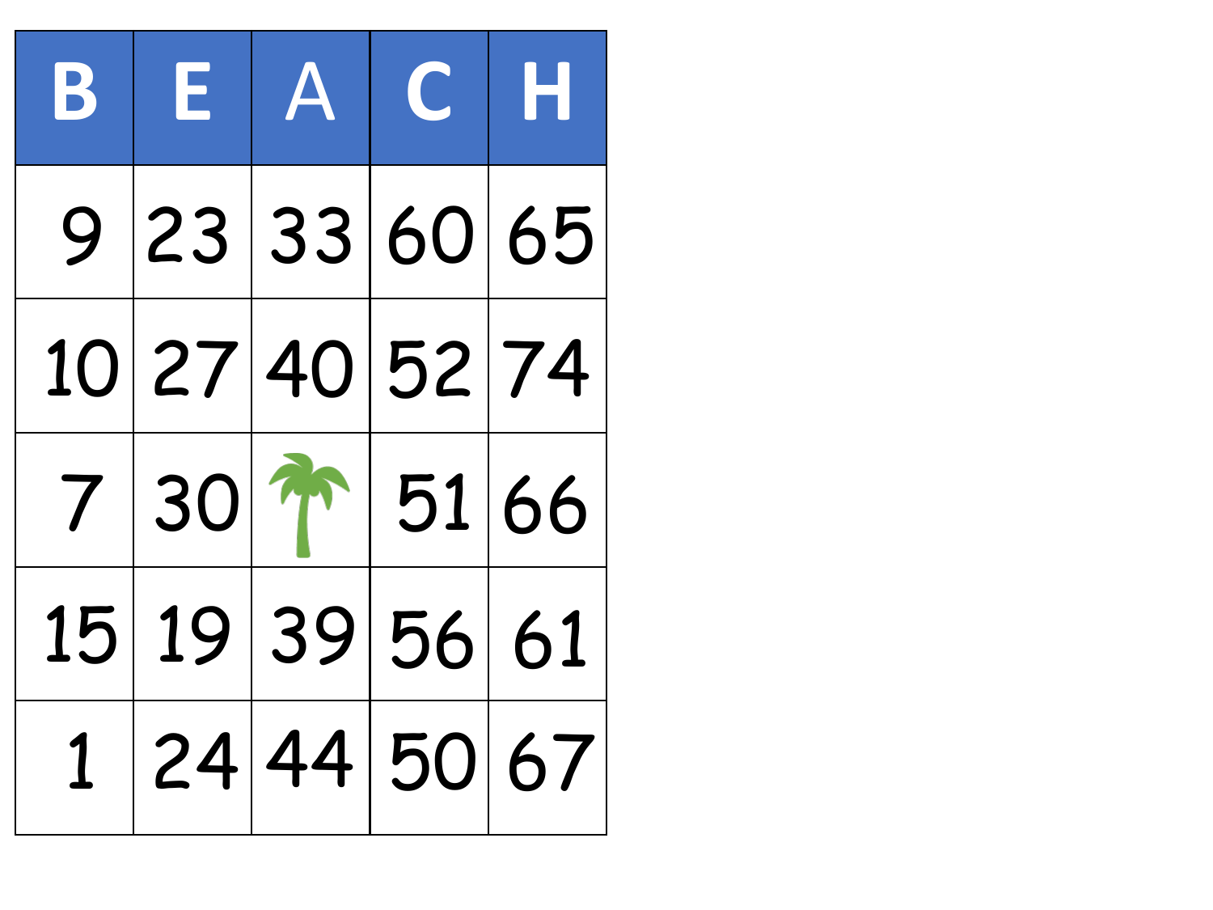| B | E | A | C | H |
| --- | --- | --- | --- | --- |
| 9 | 23 | 33 | 60 | 65 |
| 10 | 27 | 40 | 52 | 74 |
| 7 | 30 | | 51 | 66 |
| 15 | 19 | 39 | 56 | 61 |
| 1 | 24 | 44 | 50 | 67 |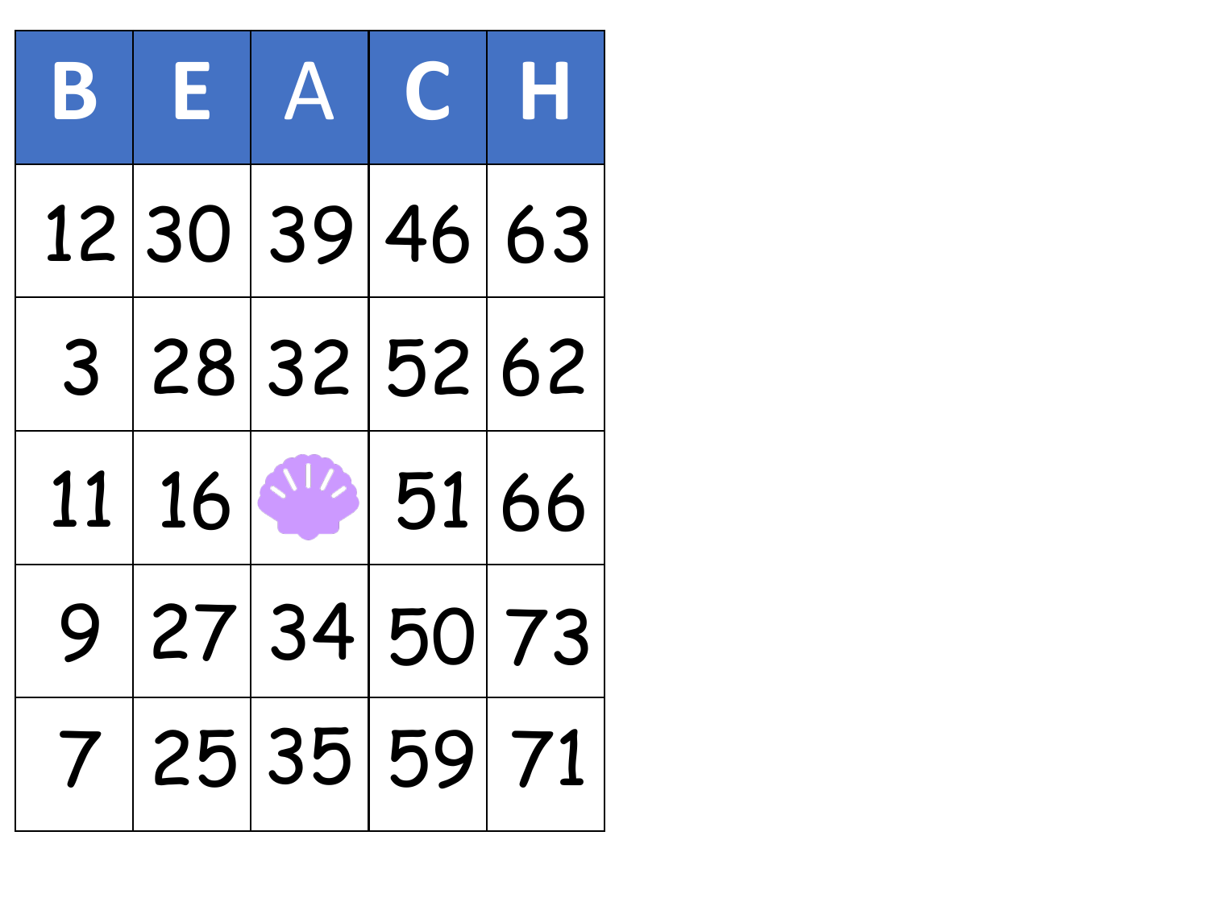| B | E | A | C | H |
|---|---|---|---|---|
| 12 | 30 | 39 | 46 | 63 |
| 3 | 28 | 32 | 52 | 62 |
| 11 | 16 | | 51 | 66 |
| 9 | 27 | 34 | 50 | 73 |
| 7 | 25 | 35 | 59 | 71 |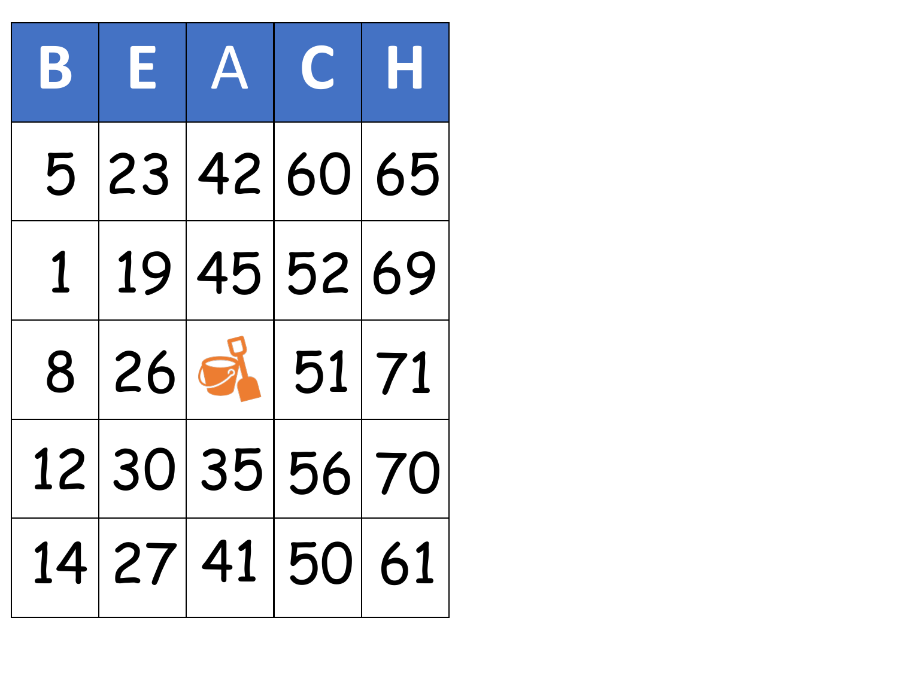| B | E | A | C | H |
|---|---|---|---|---|
| 5 | 23 | 42 | 60 | 65 |
| 1 | 19 | 45 | 52 | 69 |
| 8 | 26 | | 51 | 71 |
| 12 | 30 | 35 | 56 | 70 |
| 14 | 27 | 41 | 50 | 61 |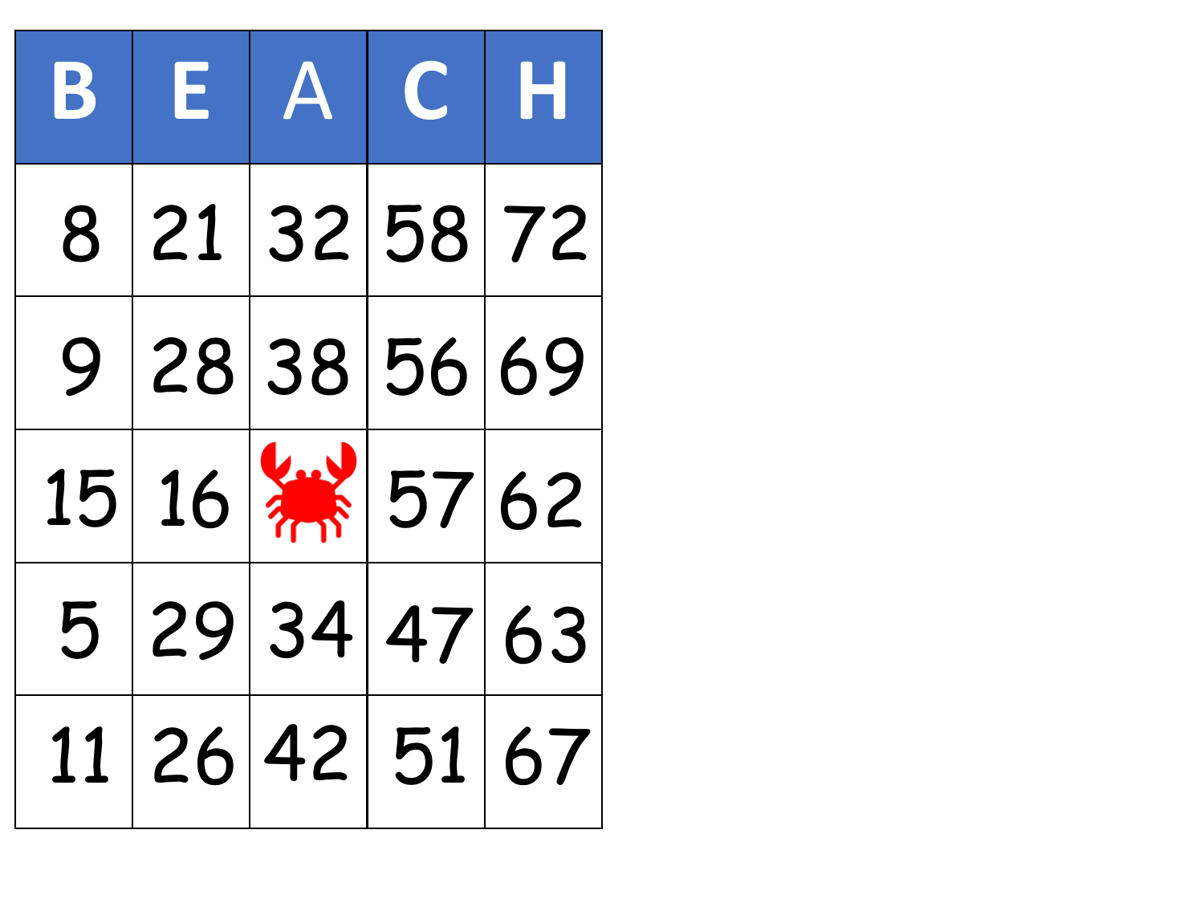| B | E | A | C | H |
| --- | --- | --- | --- | --- |
| 8 | 21 | 32 | 58 | 72 |
| 9 | 28 | 38 | 56 | 69 |
| 15 | 16 |  | 57 | 62 |
| 5 | 29 | 34 | 47 | 63 |
| 11 | 26 | 42 | 51 | 67 |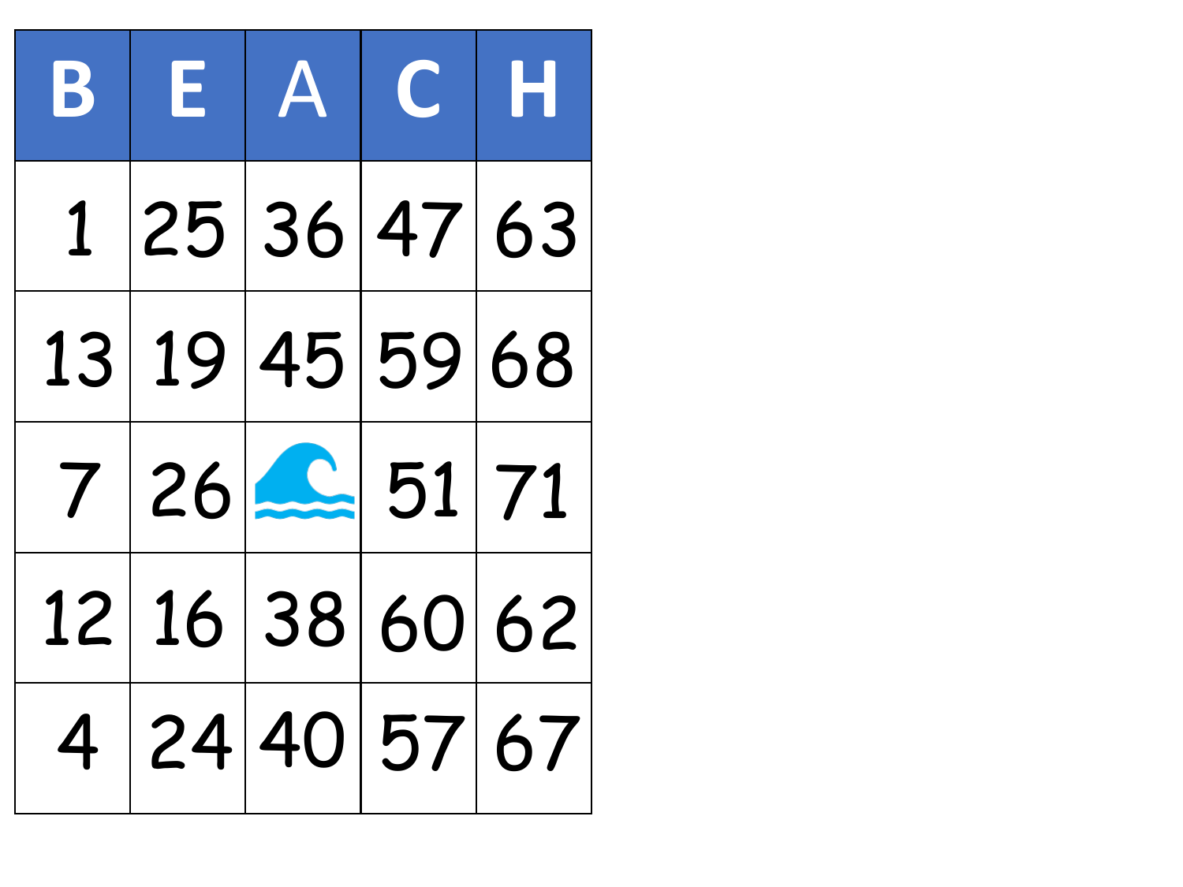| B | E | A | C | H |
|---|---|---|---|---|
| 1 | 25 | 36 | 47 | 63 |
| 13 | 19 | 45 | 59 | 68 |
| 7 | 26 | 🌊 | 51 | 71 |
| 12 | 16 | 38 | 60 | 62 |
| 4 | 24 | 40 | 57 | 67 |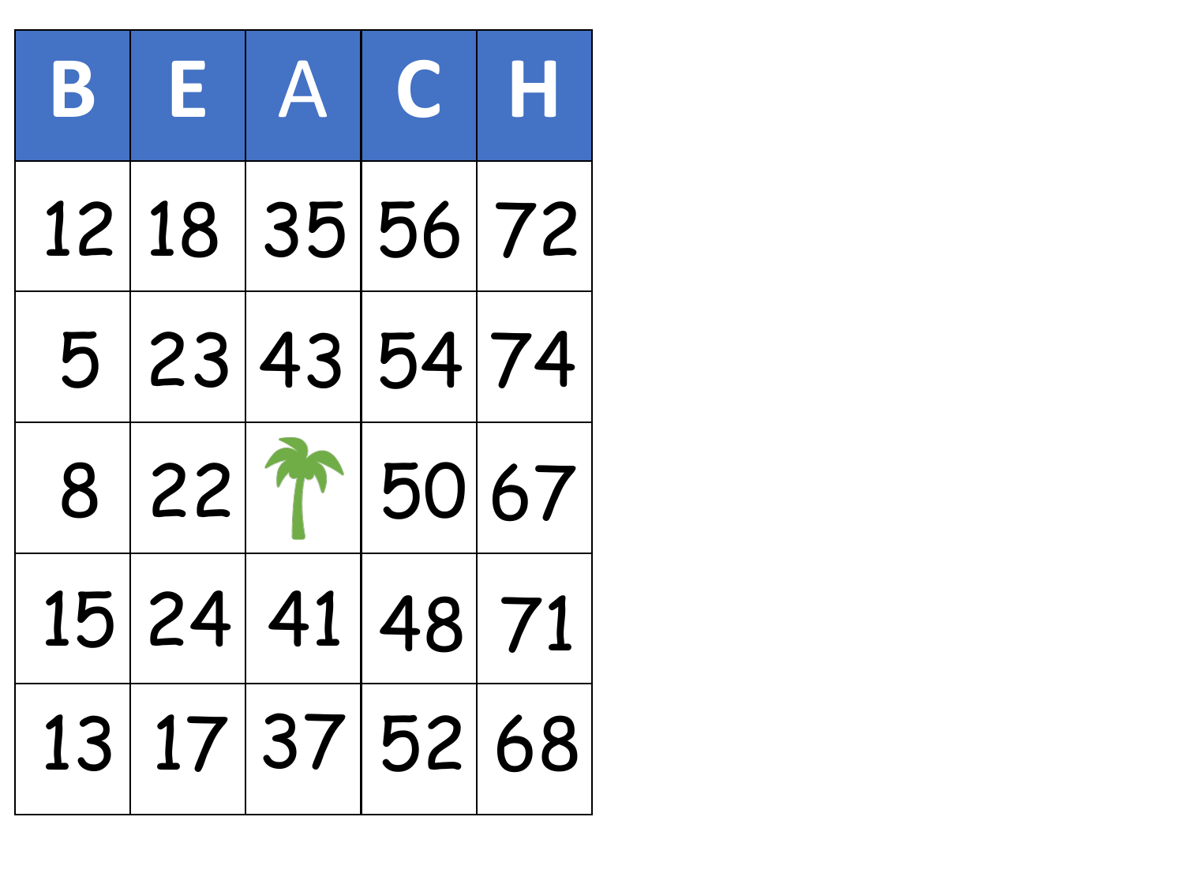| B | E | A | C | H |
|---|---|---|---|---|
| 12 | 18 | 35 | 56 | 72 |
| 5 | 23 | 43 | 54 | 74 |
| 8 | 22 | | 50 | 67 |
| 15 | 24 | 41 | 48 | 71 |
| 13 | 17 | 37 | 52 | 68 |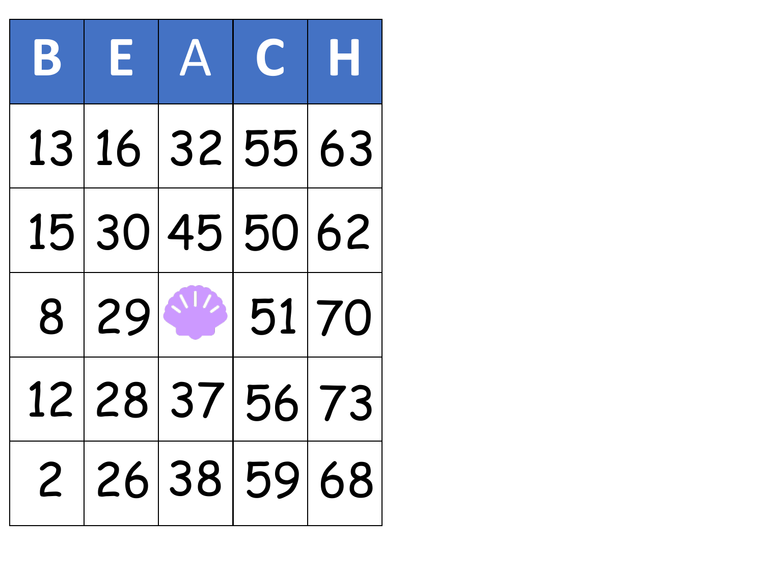| B | E | A | C | H |
|---|---|---|---|---|
| 13 | 16 | 32 | 55 | 63 |
| 15 | 30 | 45 | 50 | 62 |
| 8 | 29 | | 51 | 70 |
| 12 | 28 | 37 | 56 | 73 |
| 2 | 26 | 38 | 59 | 68 |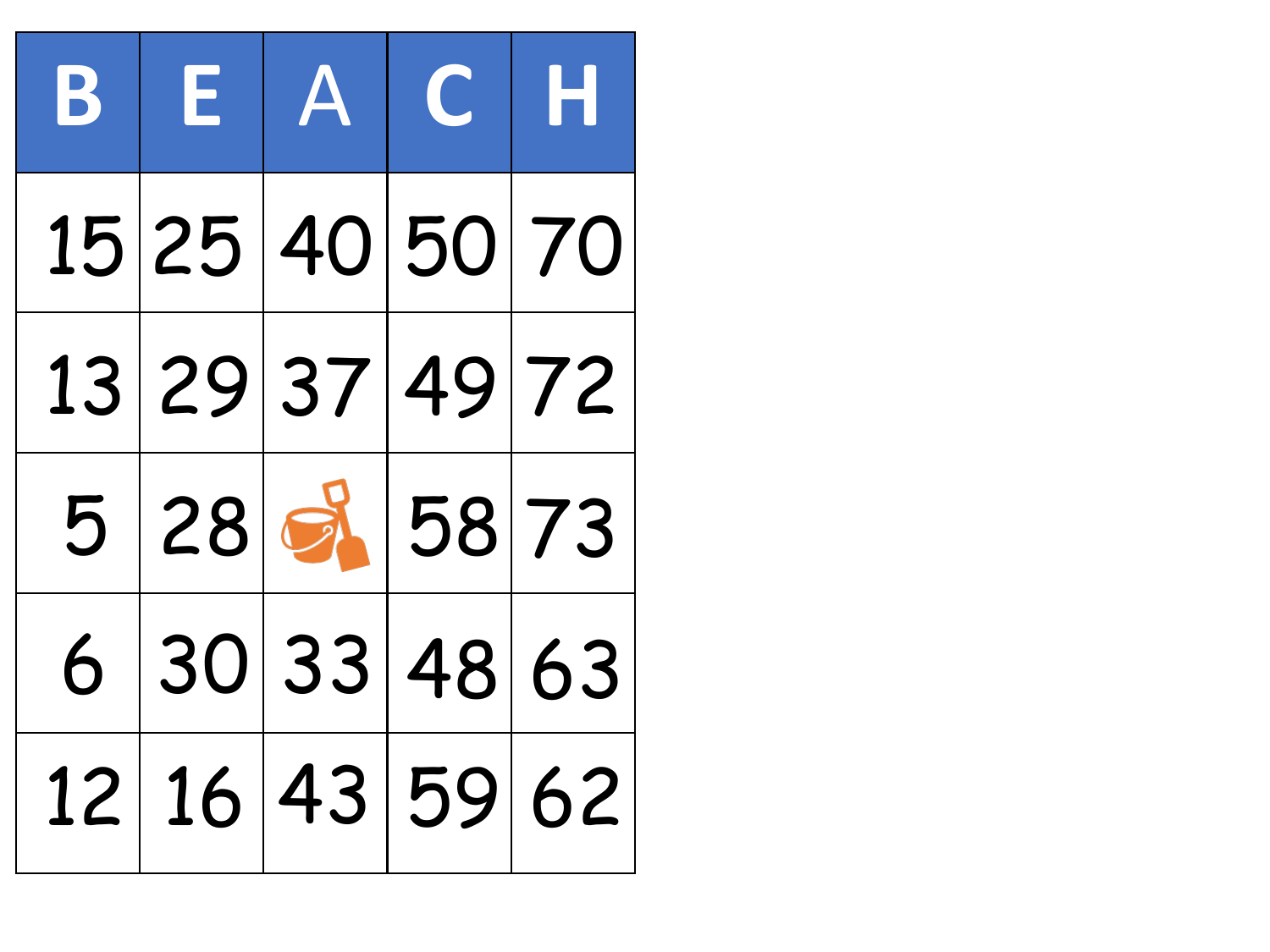| B | E | A | C | H |
|---|---|---|---|---|
| 15 | 25 | 40 | 50 | 70 |
| 13 | 29 | 37 | 49 | 72 |
| 5 | 28 | | 58 | 73 |
| 6 | 30 | 33 | 48 | 63 |
| 12 | 16 | 43 | 59 | 62 |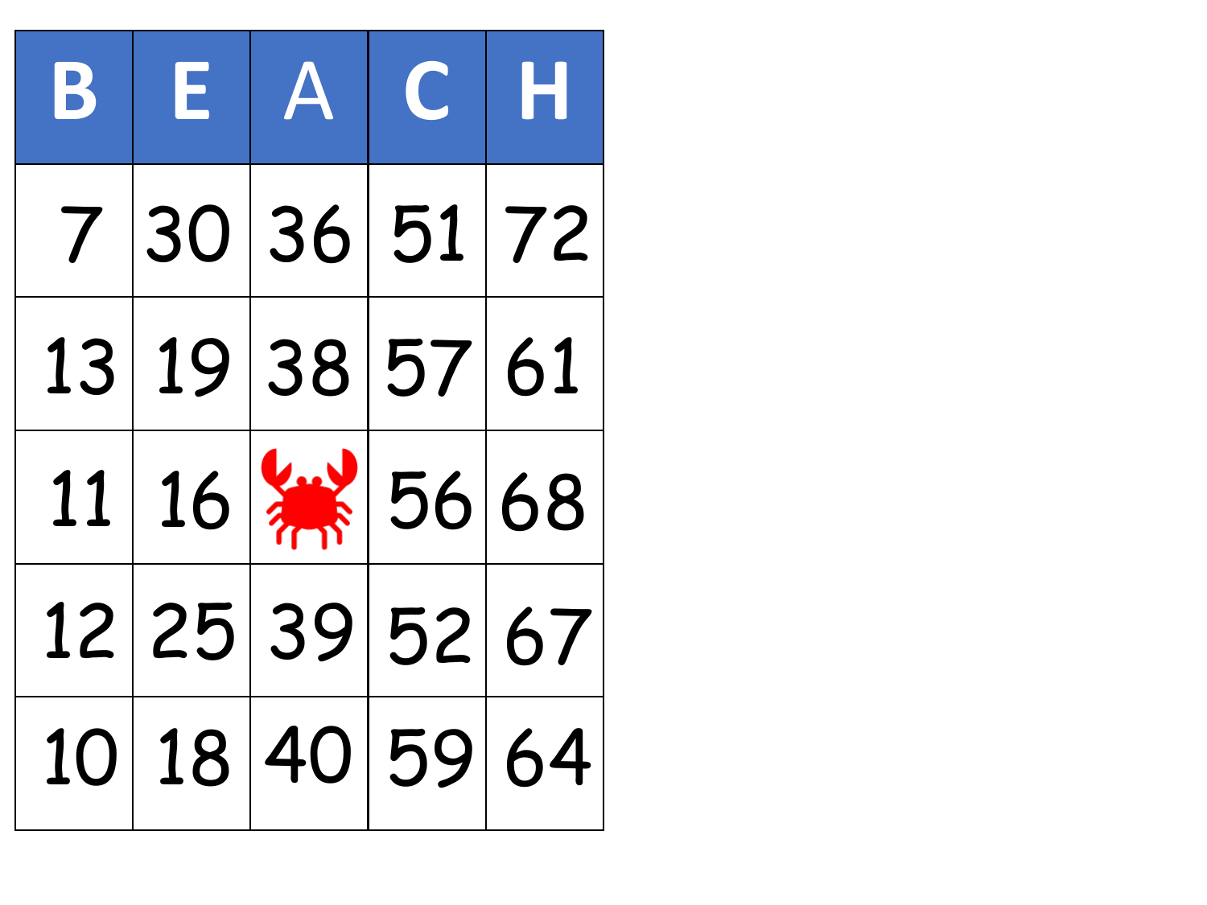| B | E | A | C | H |
|---|---|---|---|---|
| 7 | 30 | 36 | 51 | 72 |
| 13 | 19 | 38 | 57 | 61 |
| 11 | 16 | | 56 | 68 |
| 12 | 25 | 39 | 52 | 67 |
| 10 | 18 | 40 | 59 | 64 |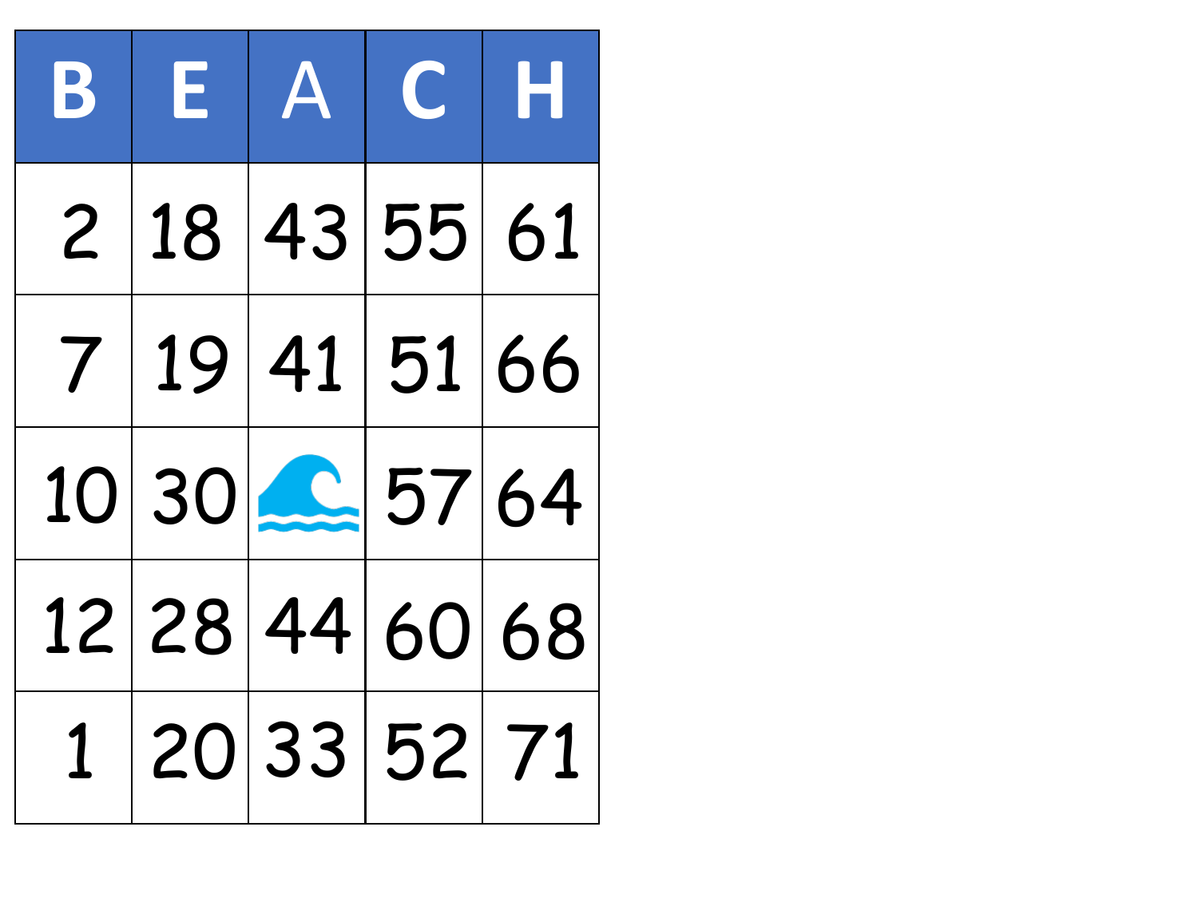| B | E | A | C | H |
|---|---|---|---|---|
| 2 | 18 | 43 | 55 | 61 |
| 7 | 19 | 41 | 51 | 66 |
| 10 | 30 | 🌊 | 57 | 64 |
| 12 | 28 | 44 | 60 | 68 |
| 1 | 20 | 33 | 52 | 71 |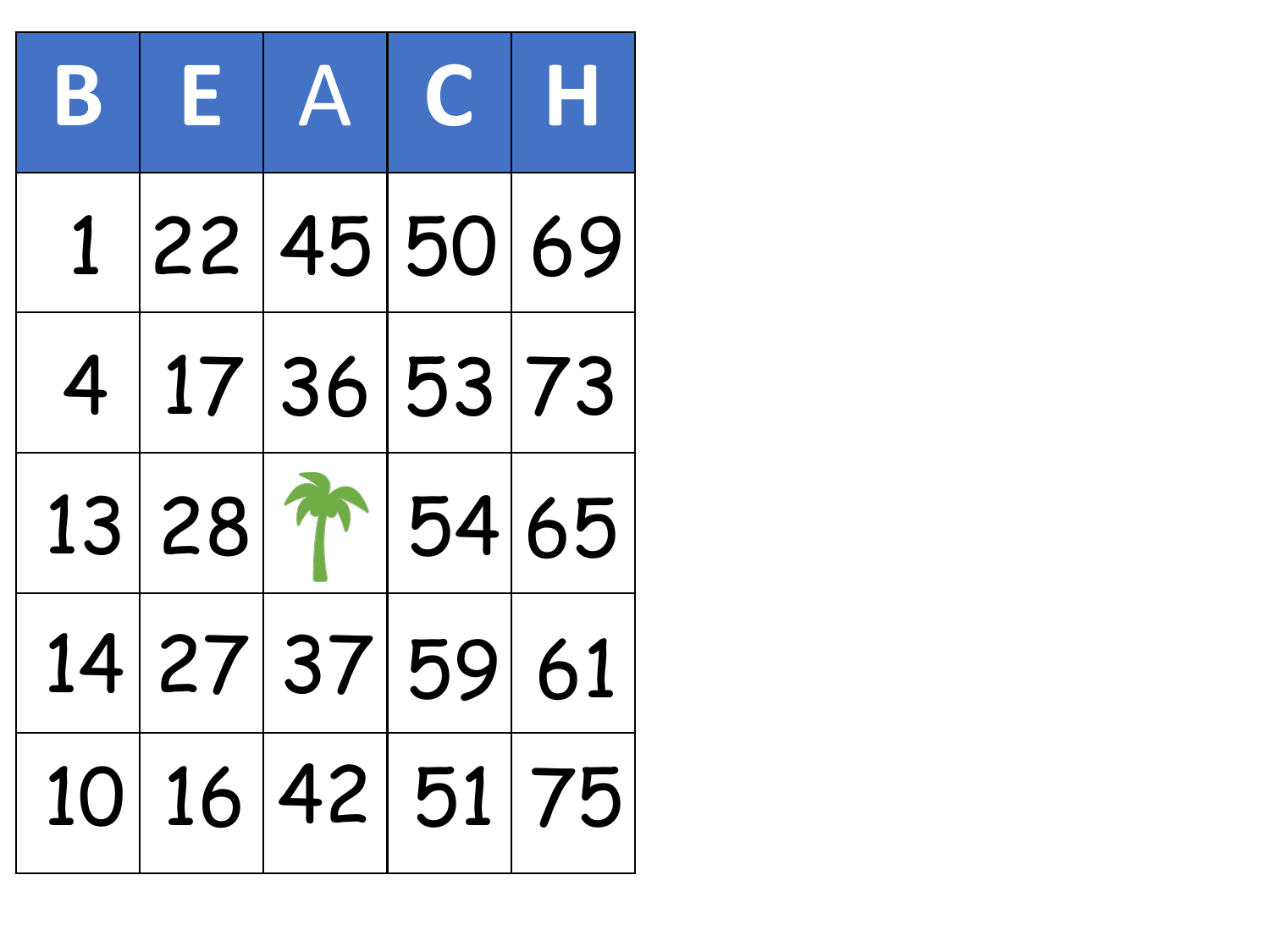| B | E | A | C | H |
|---|---|---|---|---|
| 1 | 22 | 45 | 50 | 69 |
| 4 | 17 | 36 | 53 | 73 |
| 13 | 28 | | 54 | 65 |
| 14 | 27 | 37 | 59 | 61 |
| 10 | 16 | 42 | 51 | 75 |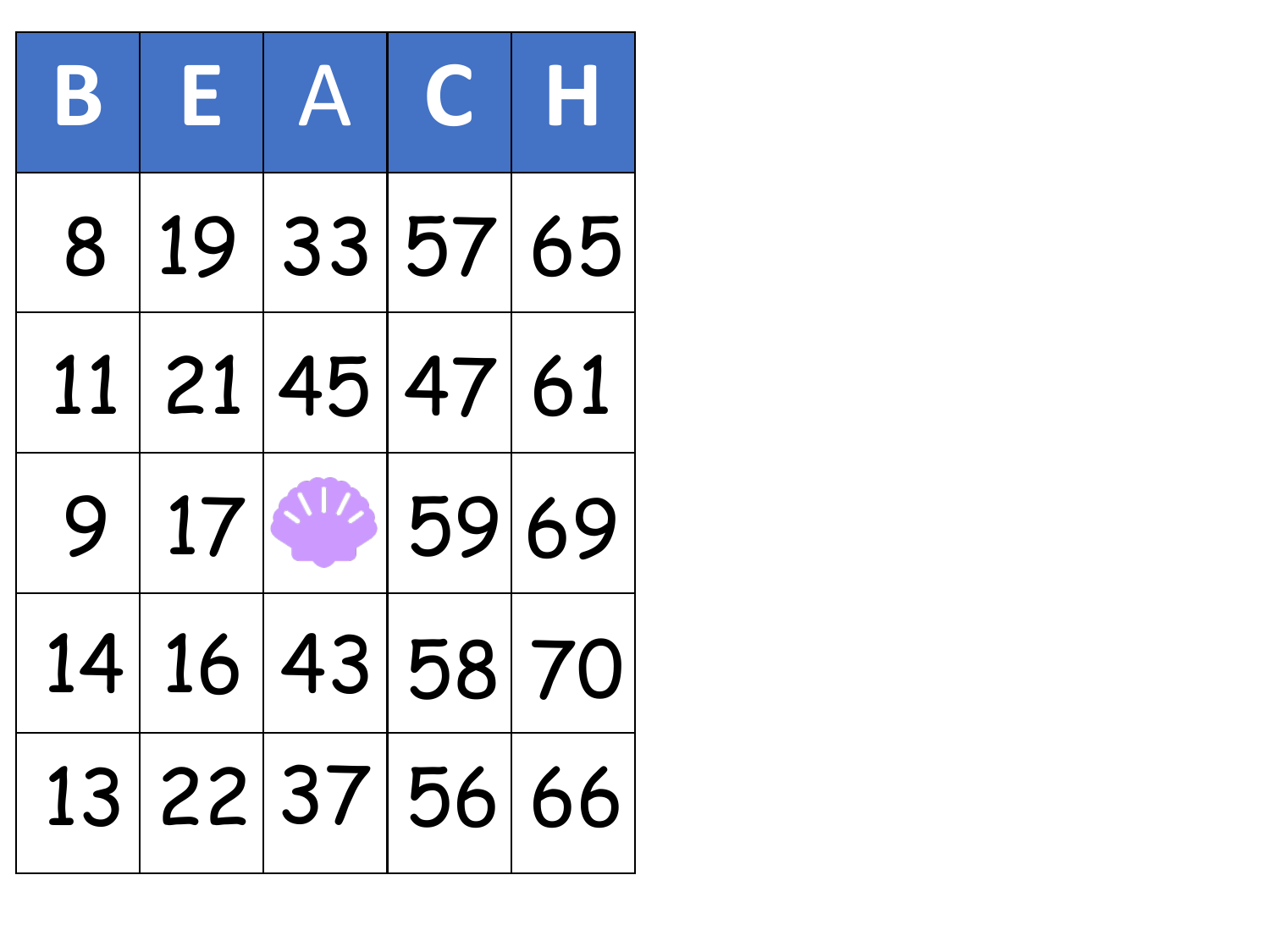| B | E | A | C | H |
|---|---|---|---|---|
| 8 | 19 | 33 | 57 | 65 |
| 11 | 21 | 45 | 47 | 61 |
| 9 | 17 | | 59 | 69 |
| 14 | 16 | 43 | 58 | 70 |
| 13 | 22 | 37 | 56 | 66 |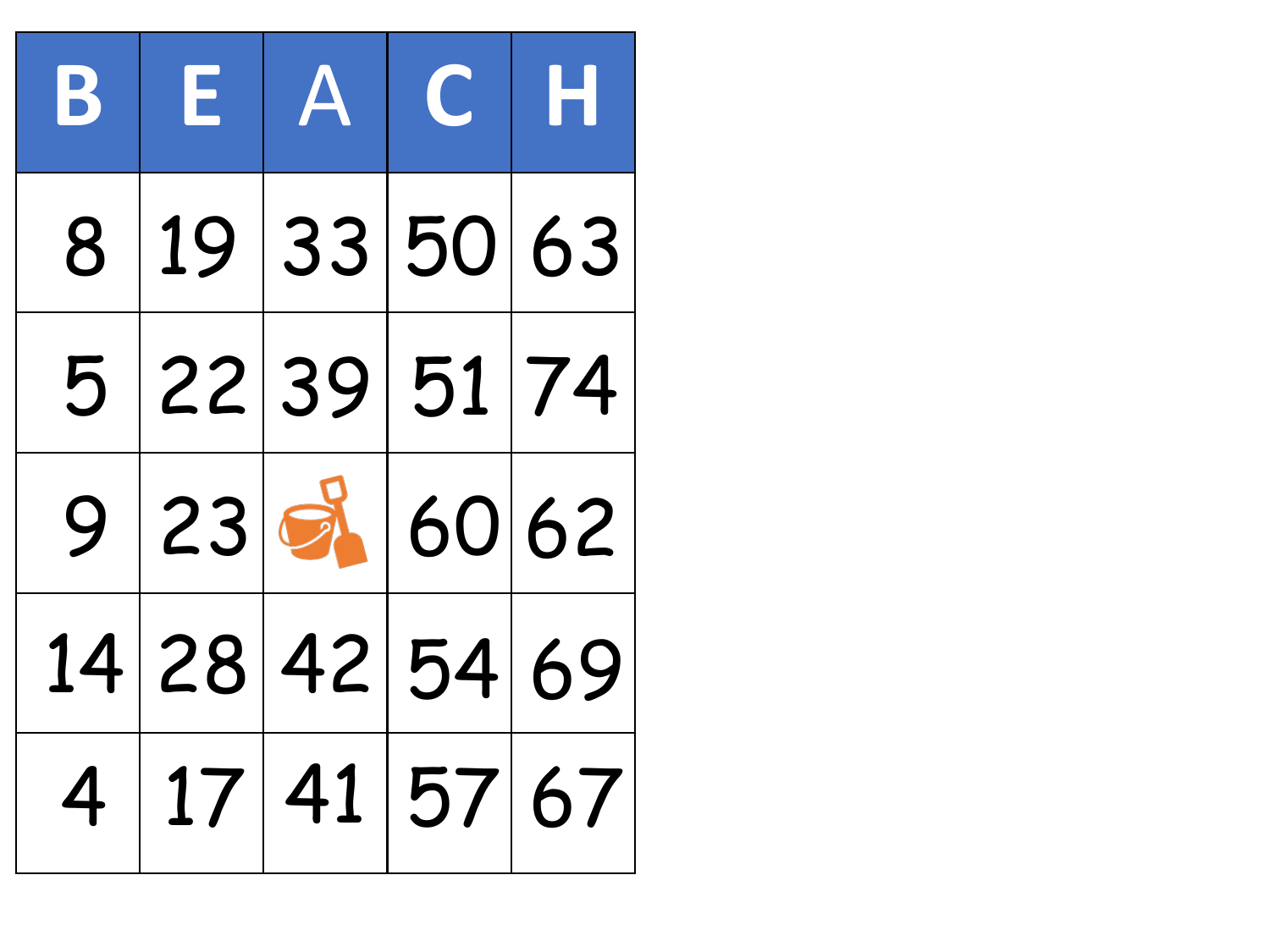| B | E | A | C | H |
|---|---|---|---|---|
| 8 | 19 | 33 | 50 | 63 |
| 5 | 22 | 39 | 51 | 74 |
| 9 | 23 | | 60 | 62 |
| 14 | 28 | 42 | 54 | 69 |
| 4 | 17 | 41 | 57 | 67 |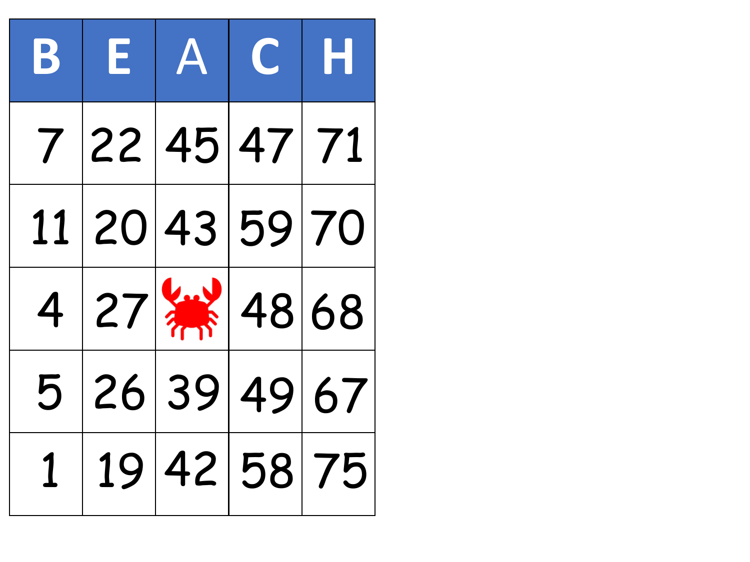| B | E | A | C | H |
| --- | --- | --- | --- | --- |
| 7 | 22 | 45 | 47 | 71 |
| 11 | 20 | 43 | 59 | 70 |
| 4 | 27 | 🦀 | 48 | 68 |
| 5 | 26 | 39 | 49 | 67 |
| 1 | 19 | 42 | 58 | 75 |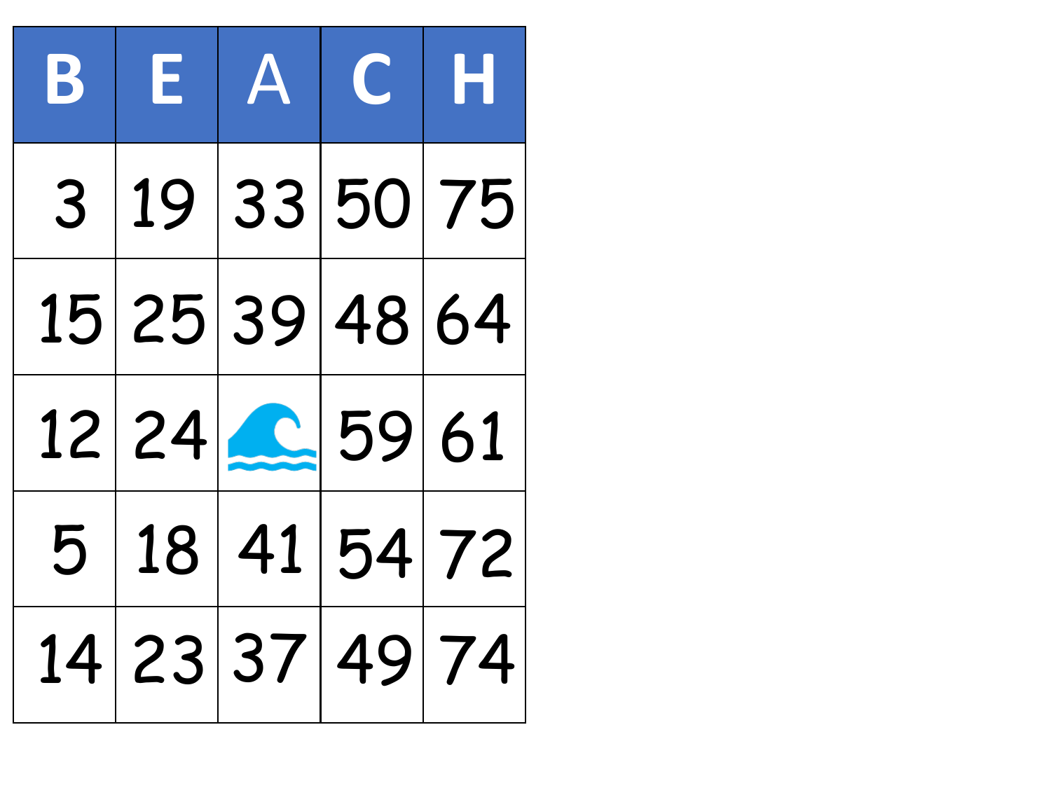| B | E | A | C | H |
|---|---|---|---|---|
| 3 | 19 | 33 | 50 | 75 |
| 15 | 25 | 39 | 48 | 64 |
| 12 | 24 | 🌊 | 59 | 61 |
| 5 | 18 | 41 | 54 | 72 |
| 14 | 23 | 37 | 49 | 74 |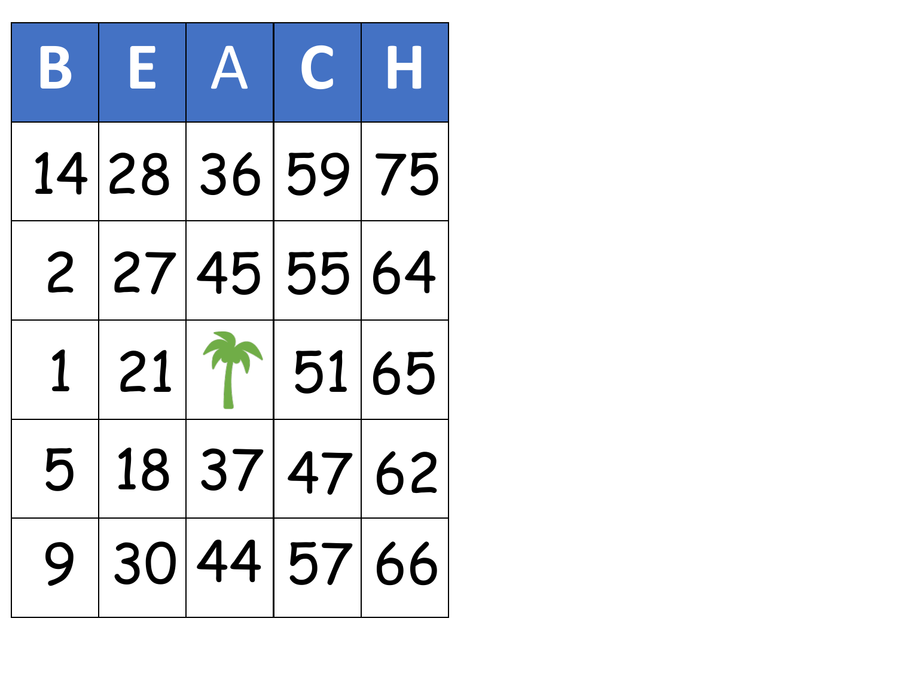| B | E | A | C | H |
|---|---|---|---|---|
| 14 | 28 | 36 | 59 | 75 |
| 2 | 27 | 45 | 55 | 64 |
| 1 | 21 | | 51 | 65 |
| 5 | 18 | 37 | 47 | 62 |
| 9 | 30 | 44 | 57 | 66 |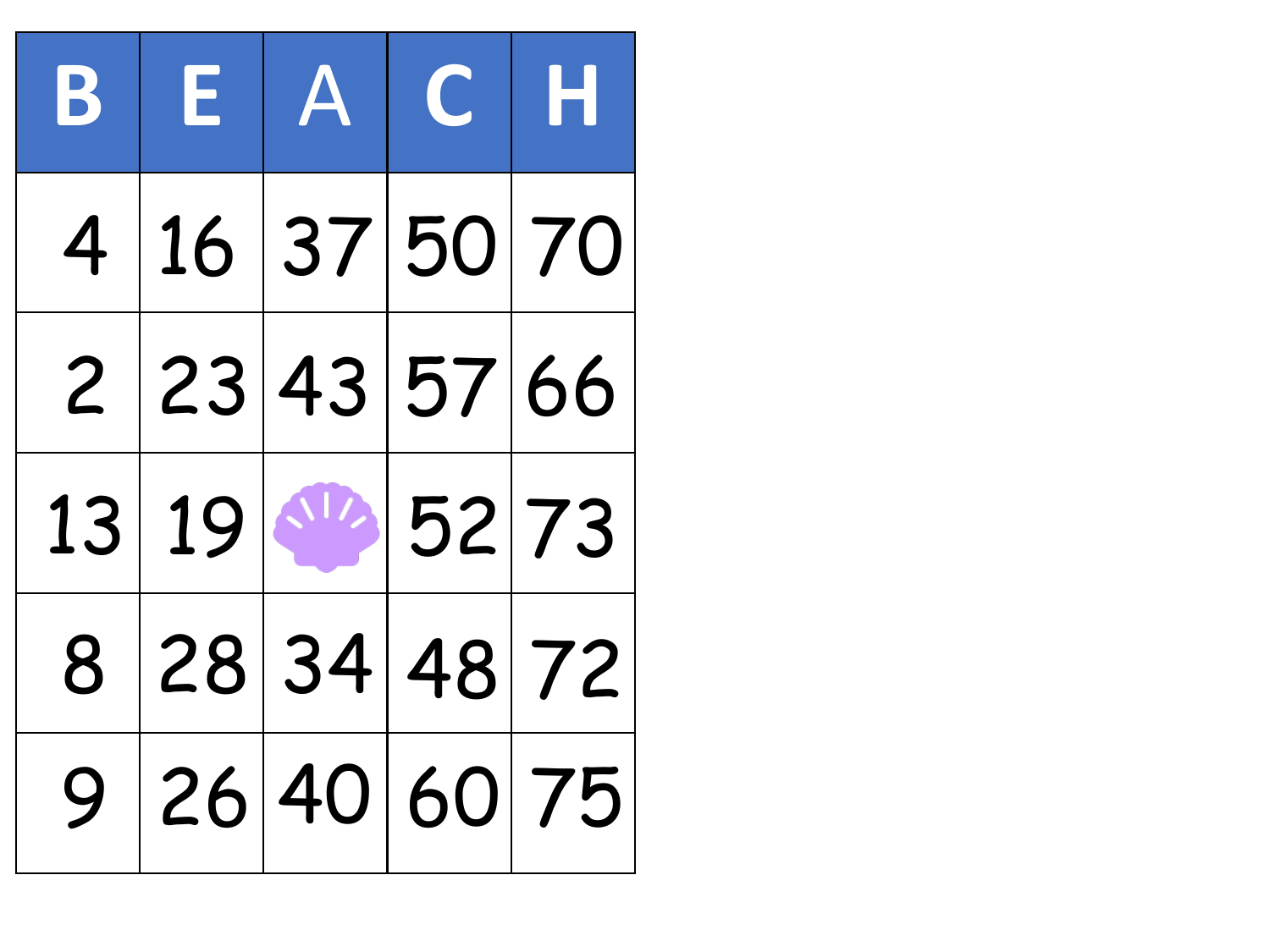| B | E | A | C | H |
|---|---|---|---|---|
| 4 | 16 | 37 | 50 | 70 |
| 2 | 23 | 43 | 57 | 66 |
| 13 | 19 | | 52 | 73 |
| 8 | 28 | 34 | 48 | 72 |
| 9 | 26 | 40 | 60 | 75 |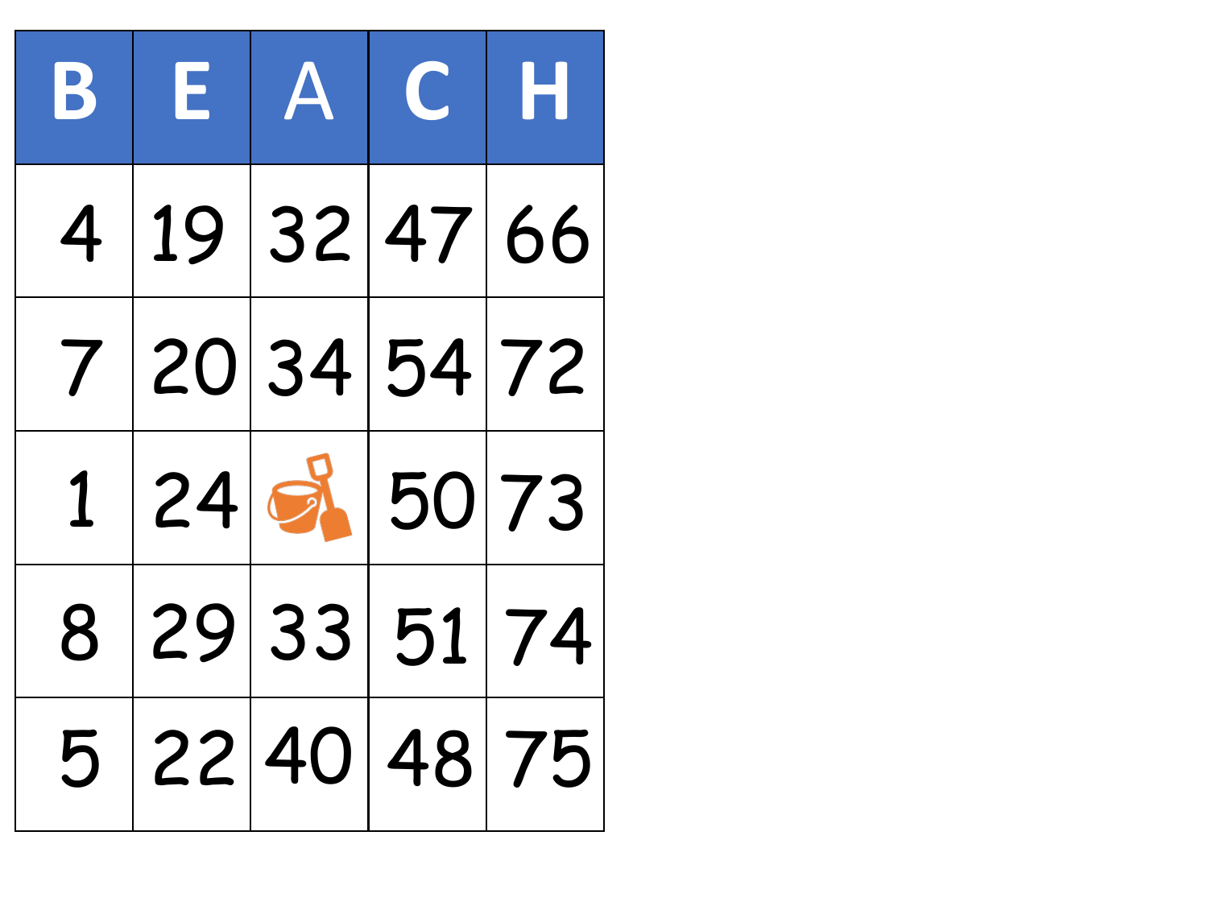| B | E | A | C | H |
|---|---|---|---|---|
| 4 | 19 | 32 | 47 | 66 |
| 7 | 20 | 34 | 54 | 72 |
| 1 | 24 | | 50 | 73 |
| 8 | 29 | 33 | 51 | 74 |
| 5 | 22 | 40 | 48 | 75 |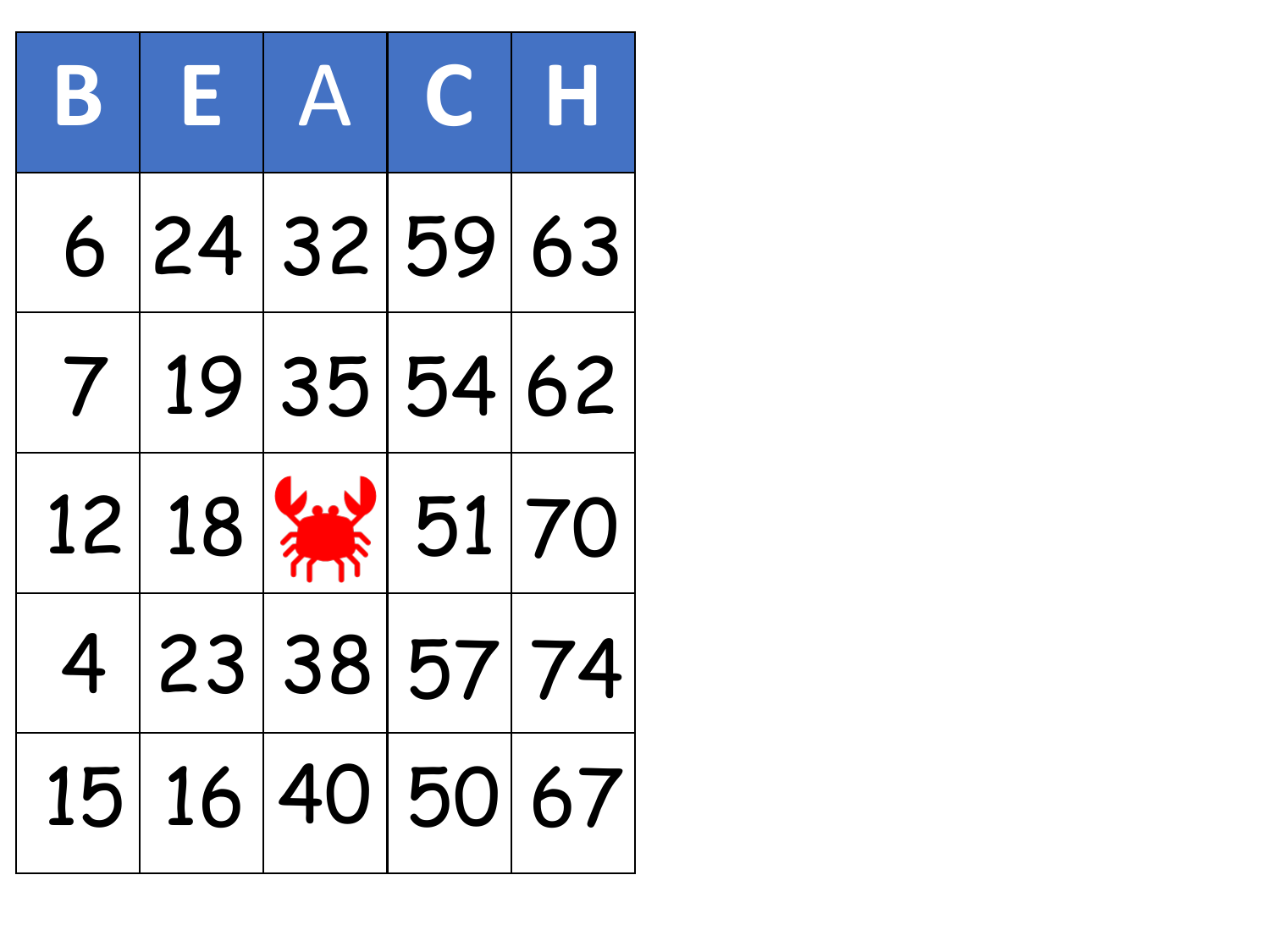| B | E | A | C | H |
|---|---|---|---|---|
| 6 | 24 | 32 | 59 | 63 |
| 7 | 19 | 35 | 54 | 62 |
| 12 | 18 | | 51 | 70 |
| 4 | 23 | 38 | 57 | 74 |
| 15 | 16 | 40 | 50 | 67 |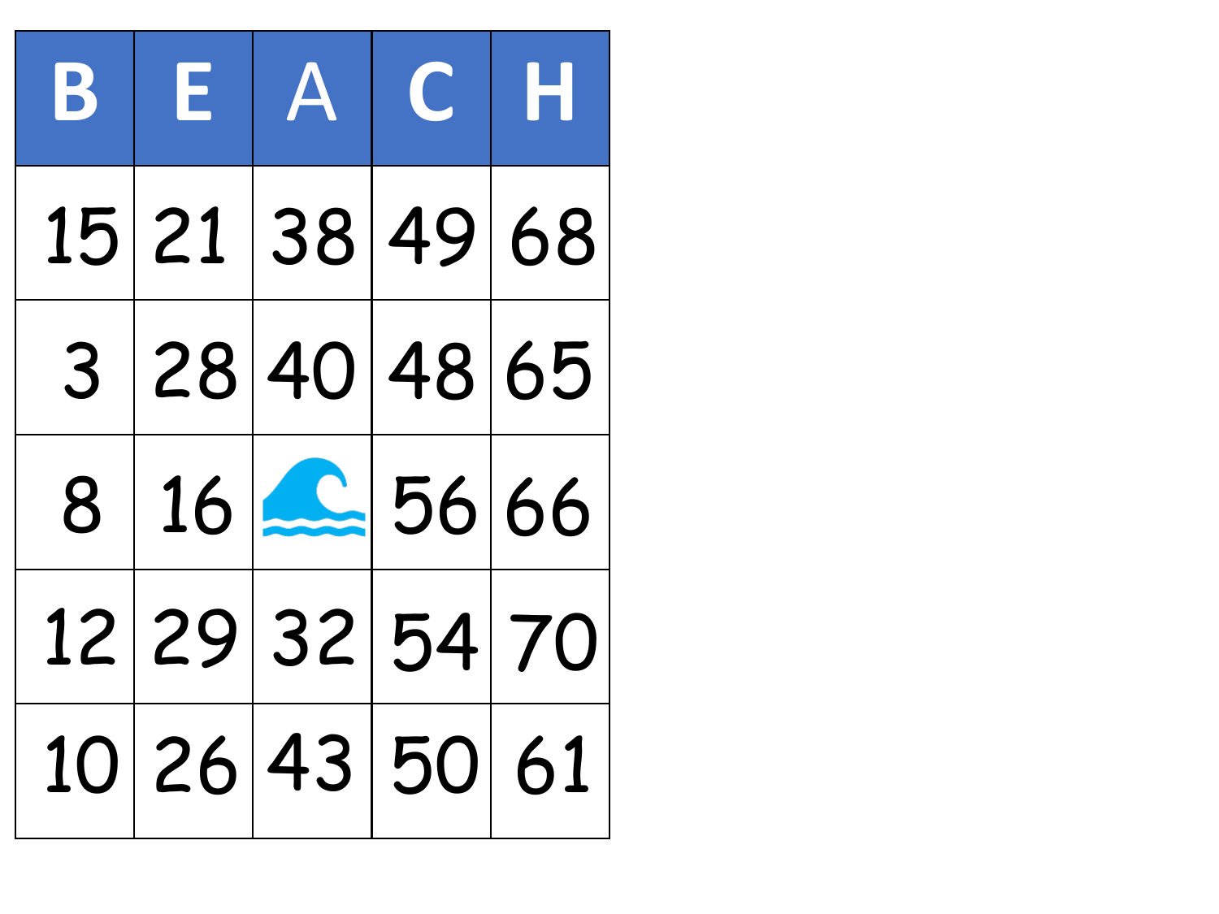| B | E | A | C | H |
|---|---|---|---|---|
| 15 | 21 | 38 | 49 | 68 |
| 3 | 28 | 40 | 48 | 65 |
| 8 | 16 | 🌊 | 56 | 66 |
| 12 | 29 | 32 | 54 | 70 |
| 10 | 26 | 43 | 50 | 61 |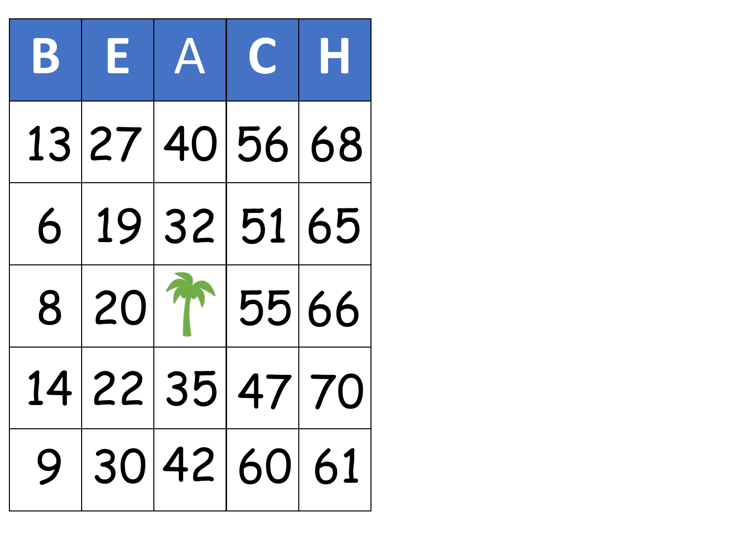| B | E | A | C | H |
|---|---|---|---|---|
| 13 | 27 | 40 | 56 | 68 |
| 6 | 19 | 32 | 51 | 65 |
| 8 | 20 | | 55 | 66 |
| 14 | 22 | 35 | 47 | 70 |
| 9 | 30 | 42 | 60 | 61 |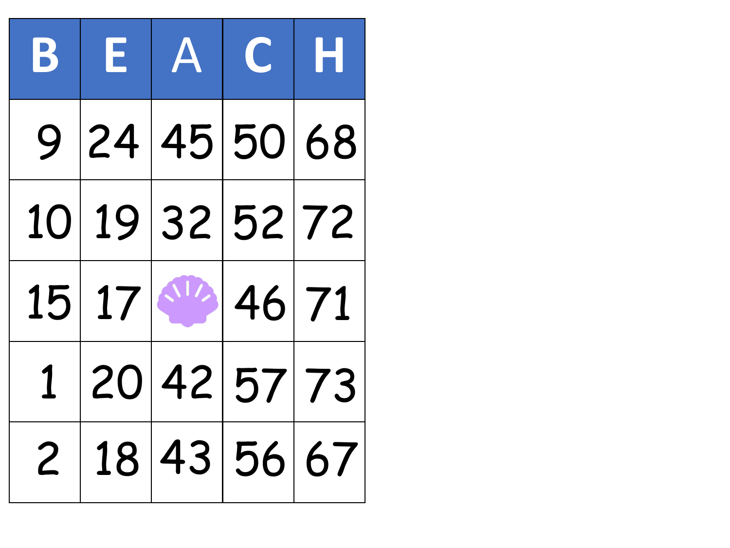| B | E | A | C | H |
|---|---|---|---|---|
| 9 | 24 | 45 | 50 | 68 |
| 10 | 19 | 32 | 52 | 72 |
| 15 | 17 | | 46 | 71 |
| 1 | 20 | 42 | 57 | 73 |
| 2 | 18 | 43 | 56 | 67 |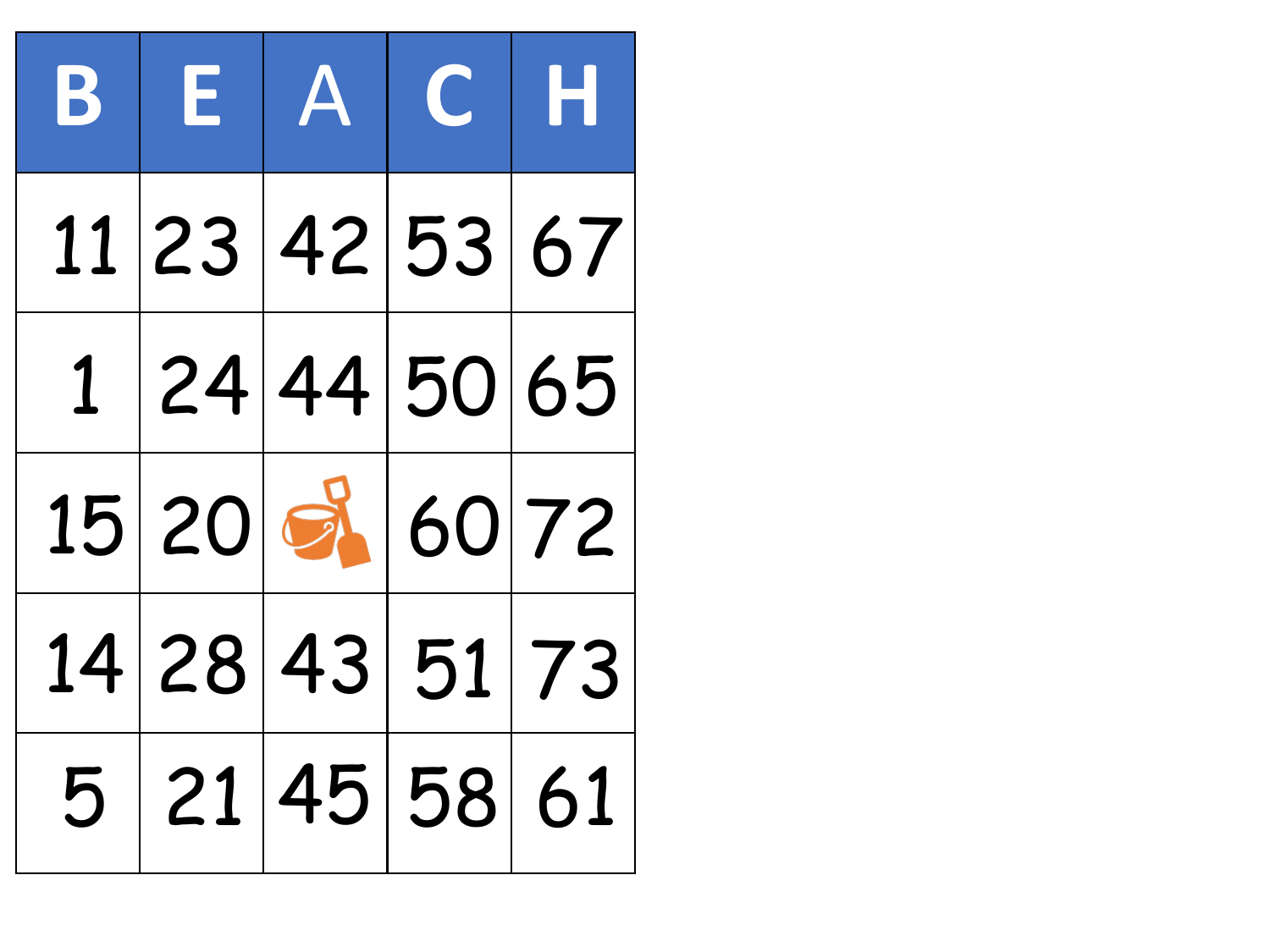| B | E | A | C | H |
|---|---|---|---|---|
| 11 | 23 | 42 | 53 | 67 |
| 1 | 24 | 44 | 50 | 65 |
| 15 | 20 | | 60 | 72 |
| 14 | 28 | 43 | 51 | 73 |
| 5 | 21 | 45 | 58 | 61 |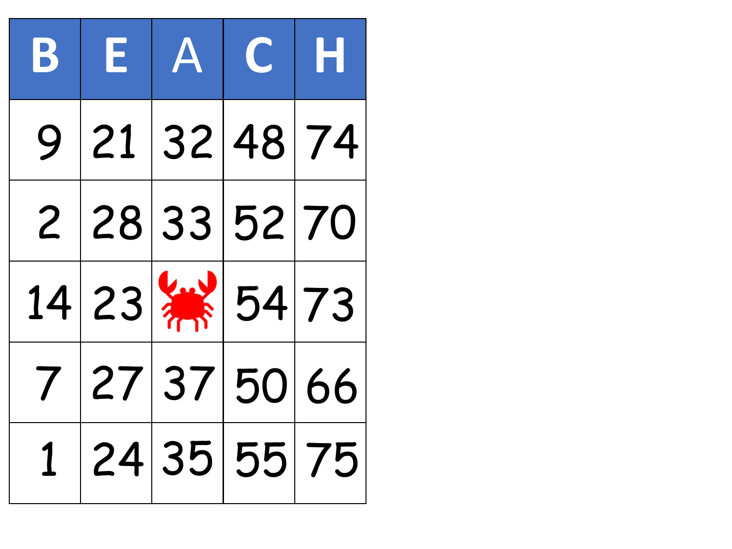| B | E | A | C | H |
|---|---|---|---|---|
| 9 | 21 | 32 | 48 | 74 |
| 2 | 28 | 33 | 52 | 70 |
| 14 | 23 | | 54 | 73 |
| 7 | 27 | 37 | 50 | 66 |
| 1 | 24 | 35 | 55 | 75 |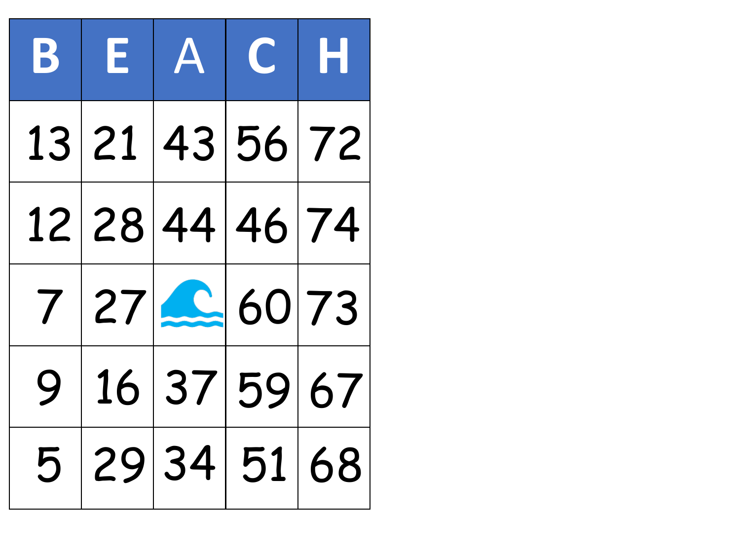| B | E | A | C | H |
|---|---|---|---|---|
| 13 | 21 | 43 | 56 | 72 |
| 12 | 28 | 44 | 46 | 74 |
| 7 | 27 | 🌊 | 60 | 73 |
| 9 | 16 | 37 | 59 | 67 |
| 5 | 29 | 34 | 51 | 68 |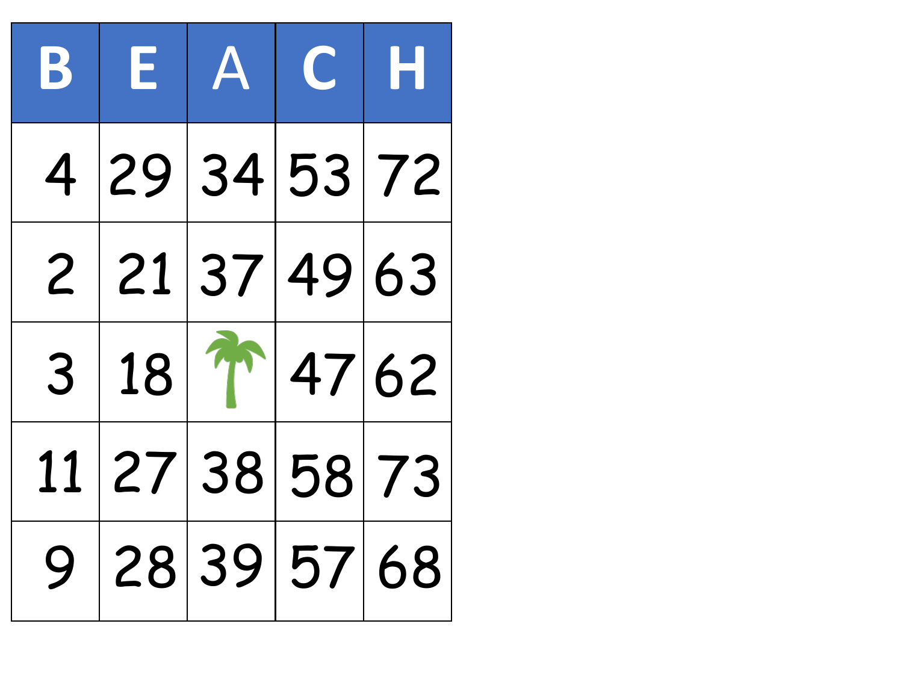| B | E | A | C | H |
|---|---|---|---|---|
| 4 | 29 | 34 | 53 | 72 |
| 2 | 21 | 37 | 49 | 63 |
| 3 | 18 | | 47 | 62 |
| 11 | 27 | 38 | 58 | 73 |
| 9 | 28 | 39 | 57 | 68 |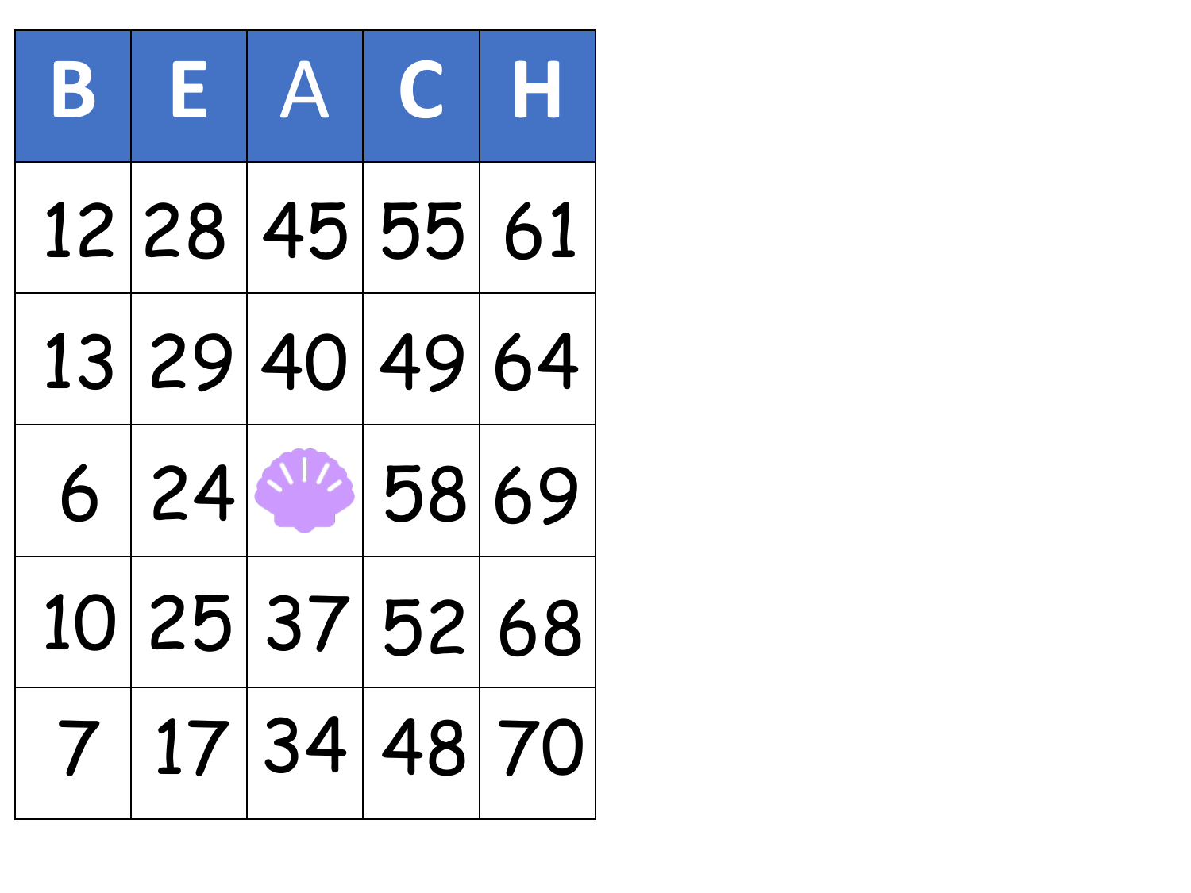| B | E | A | C | H |
| --- | --- | --- | --- | --- |
| 12 | 28 | 45 | 55 | 61 |
| 13 | 29 | 40 | 49 | 64 |
| 6 | 24 | | 58 | 69 |
| 10 | 25 | 37 | 52 | 68 |
| 7 | 17 | 34 | 48 | 70 |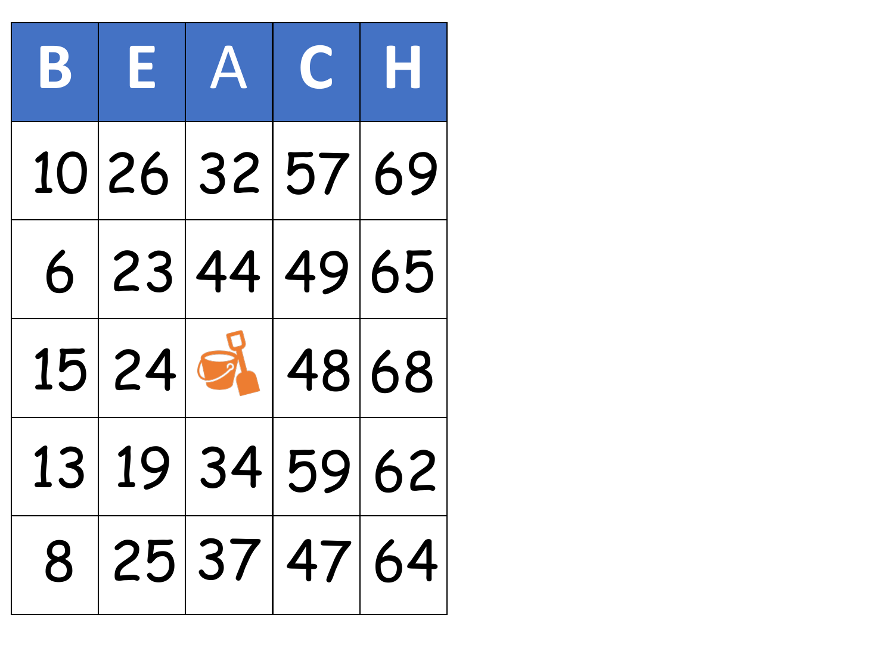| B | E | A | C | H |
|---|---|---|---|---|
| 10 | 26 | 32 | 57 | 69 |
| 6 | 23 | 44 | 49 | 65 |
| 15 | 24 | | 48 | 68 |
| 13 | 19 | 34 | 59 | 62 |
| 8 | 25 | 37 | 47 | 64 |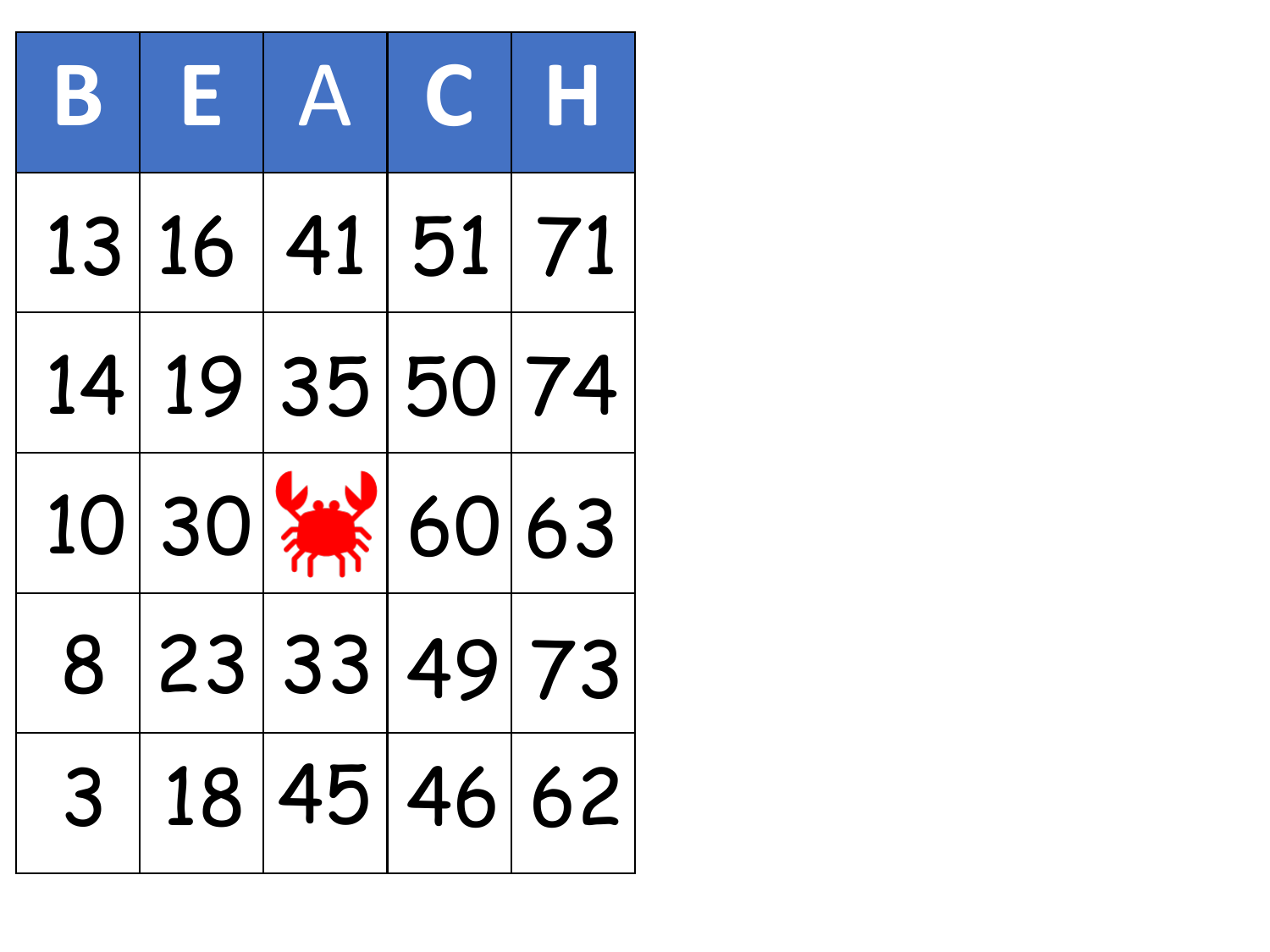| B | E | A | C | H |
|---|---|---|---|---|
| 13 | 16 | 41 | 51 | 71 |
| 14 | 19 | 35 | 50 | 74 |
| 10 | 30 | | 60 | 63 |
| 8 | 23 | 33 | 49 | 73 |
| 3 | 18 | 45 | 46 | 62 |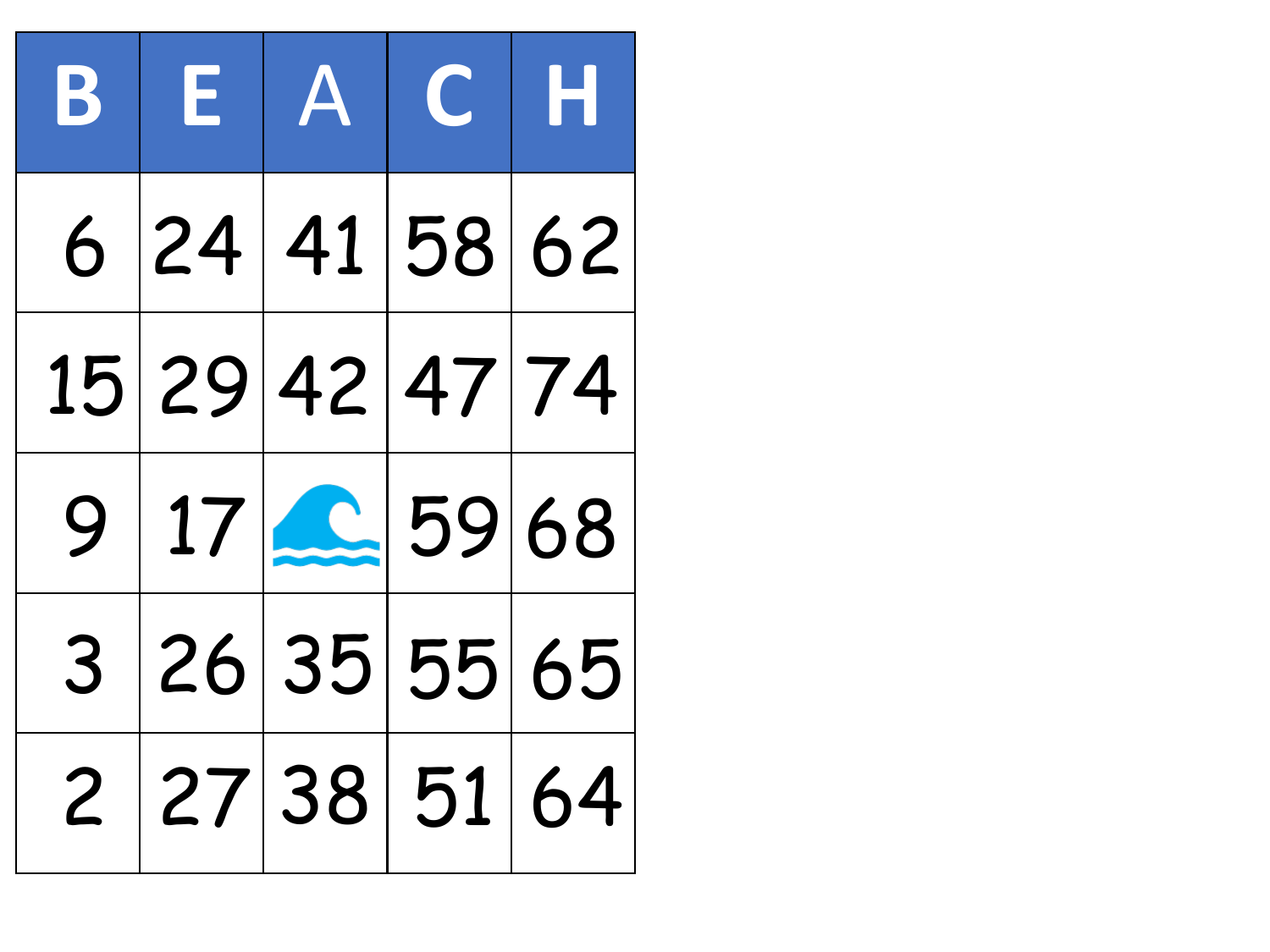| B | E | A | C | H |
|---|---|---|---|---|
| 6 | 24 | 41 | 58 | 62 |
| 15 | 29 | 42 | 47 | 74 |
| 9 | 17 | | 59 | 68 |
| 3 | 26 | 35 | 55 | 65 |
| 2 | 27 | 38 | 51 | 64 |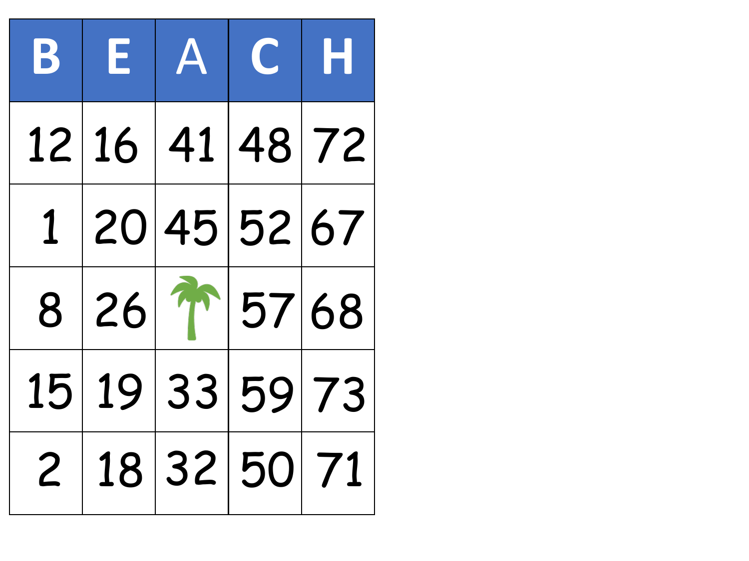| B | E | A | C | H |
|---|---|---|---|---|
| 12 | 16 | 41 | 48 | 72 |
| 1 | 20 | 45 | 52 | 67 |
| 8 | 26 | | 57 | 68 |
| 15 | 19 | 33 | 59 | 73 |
| 2 | 18 | 32 | 50 | 71 |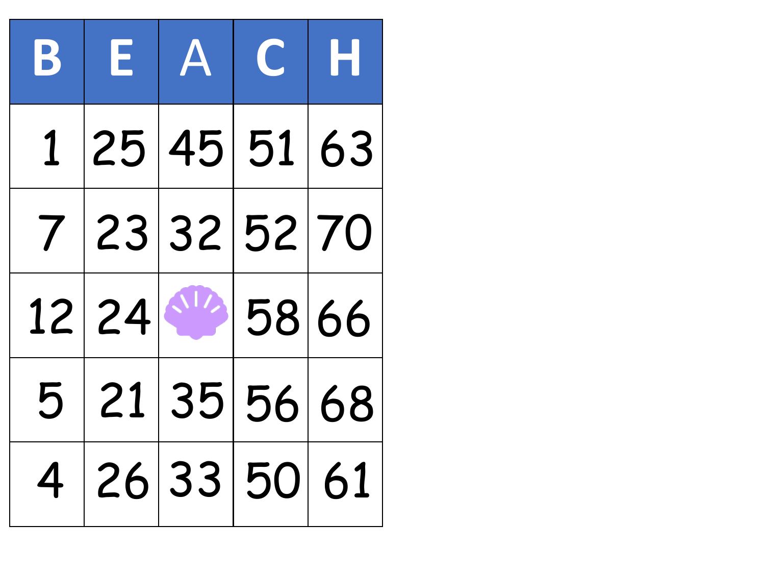| B | E | A | C | H |
|---|---|---|---|---|
| 1 | 25 | 45 | 51 | 63 |
| 7 | 23 | 32 | 52 | 70 |
| 12 | 24 | | 58 | 66 |
| 5 | 21 | 35 | 56 | 68 |
| 4 | 26 | 33 | 50 | 61 |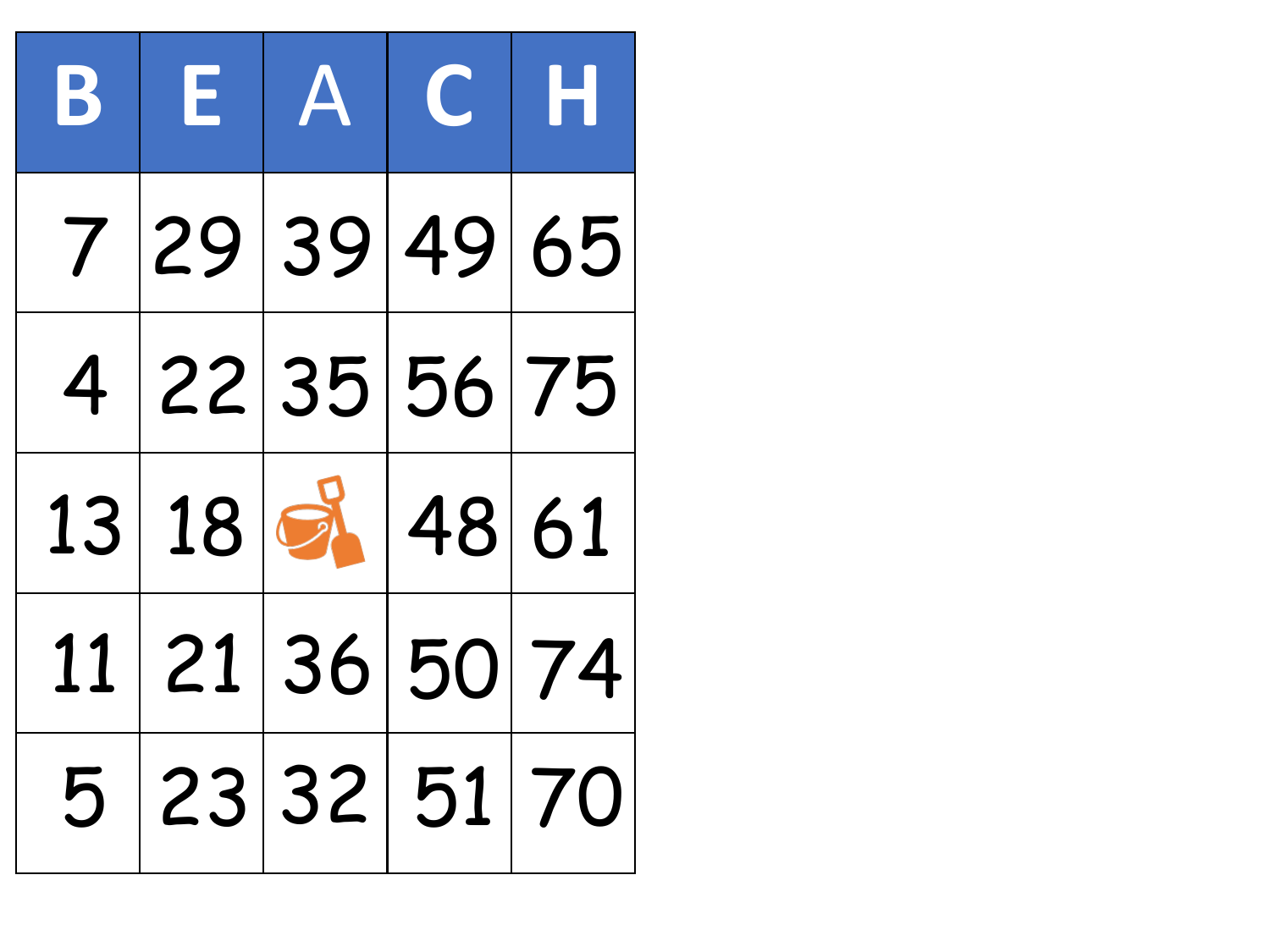| B | E | A | C | H |
| --- | --- | --- | --- | --- |
| 7 | 29 | 39 | 49 | 65 |
| 4 | 22 | 35 | 56 | 75 |
| 13 | 18 | | 48 | 61 |
| 11 | 21 | 36 | 50 | 74 |
| 5 | 23 | 32 | 51 | 70 |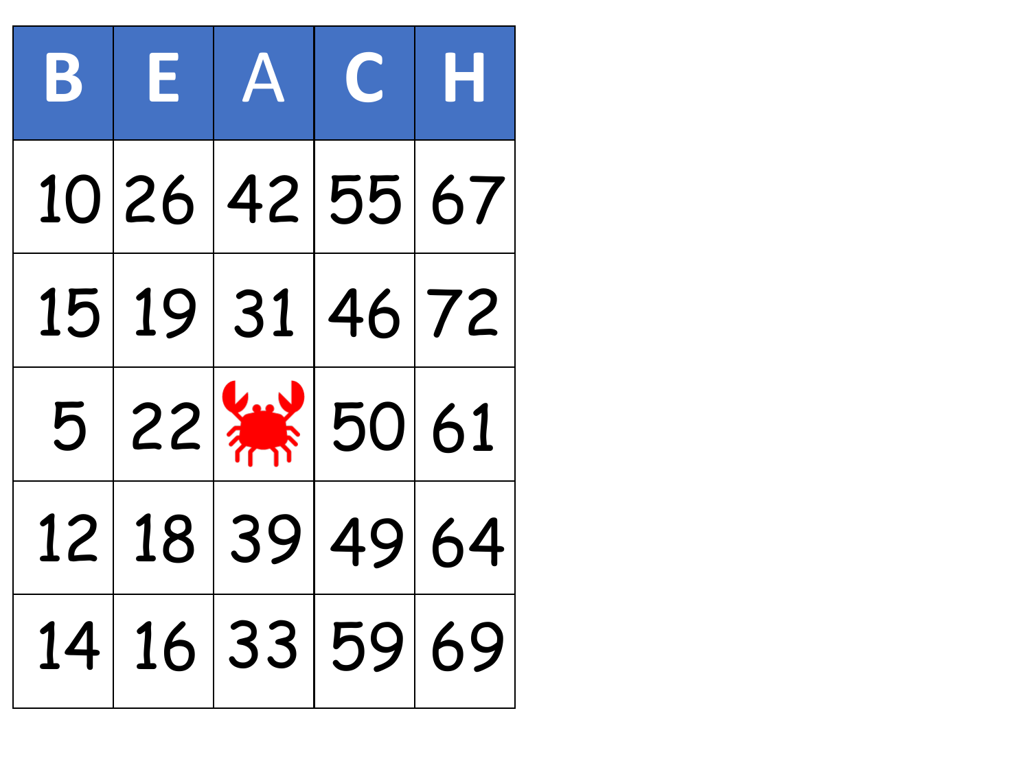| B | E | A | C | H |
|---|---|---|---|---|
| 10 | 26 | 42 | 55 | 67 |
| 15 | 19 | 31 | 46 | 72 |
| 5 | 22 | | 50 | 61 |
| 12 | 18 | 39 | 49 | 64 |
| 14 | 16 | 33 | 59 | 69 |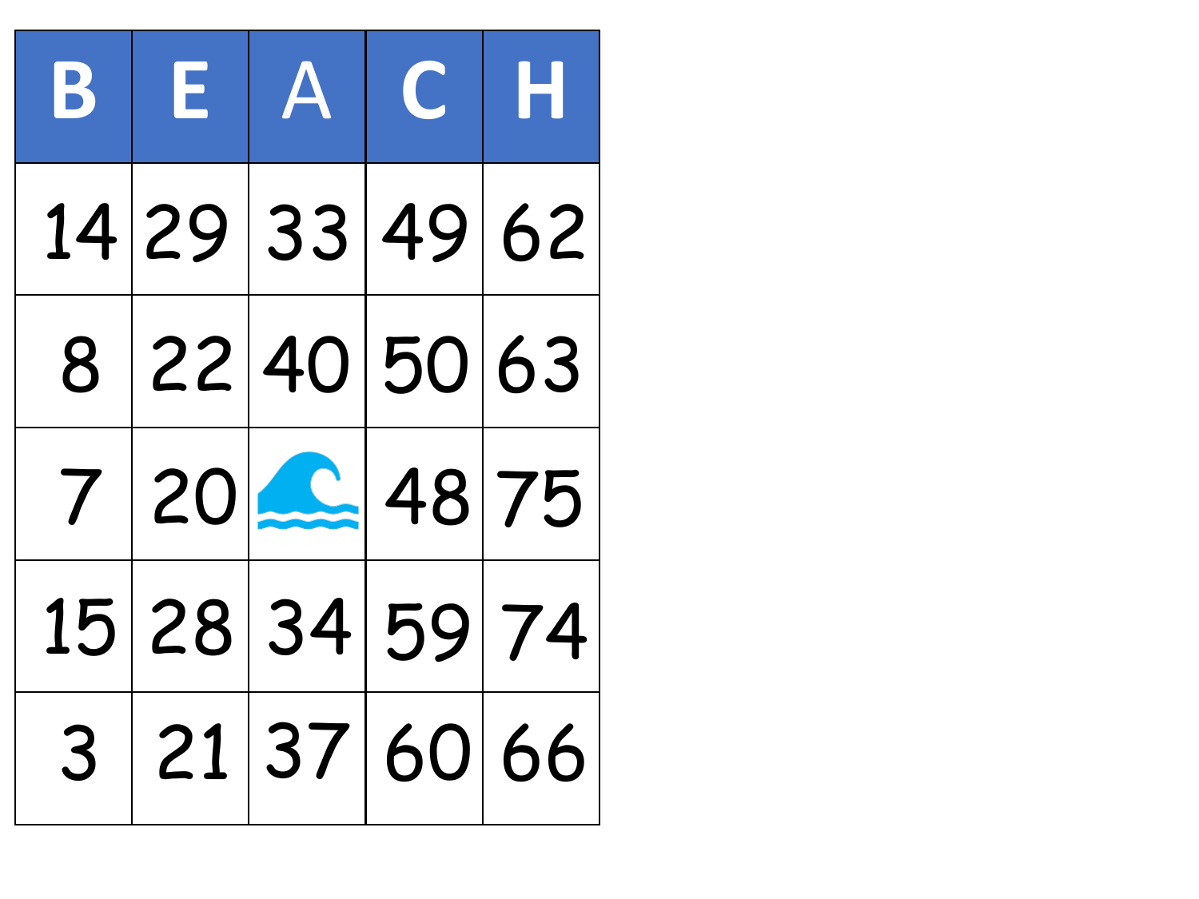| B | E | A | C | H |
|---|---|---|---|---|
| 14 | 29 | 33 | 49 | 62 |
| 8 | 22 | 40 | 50 | 63 |
| 7 | 20 | 🌊 | 48 | 75 |
| 15 | 28 | 34 | 59 | 74 |
| 3 | 21 | 37 | 60 | 66 |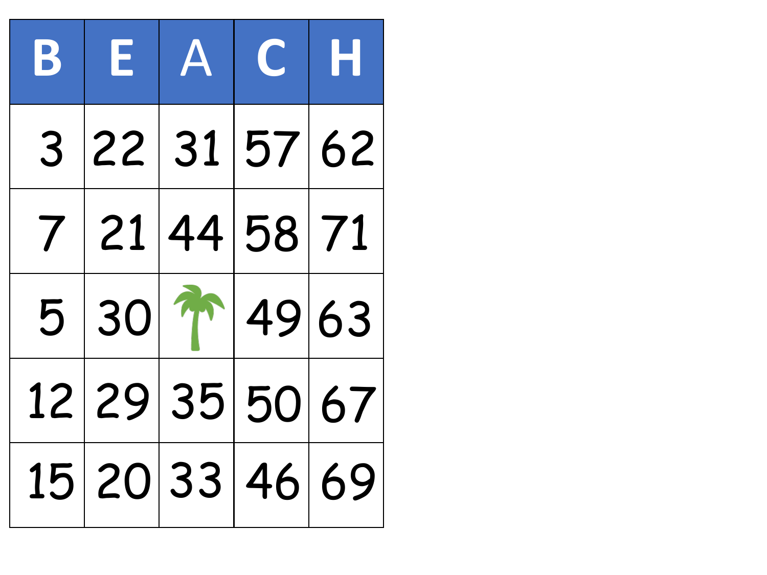| B | E | A | C | H |
|---|---|---|---|---|
| 3 | 22 | 31 | 57 | 62 |
| 7 | 21 | 44 | 58 | 71 |
| 5 | 30 | 🌴 | 49 | 63 |
| 12 | 29 | 35 | 50 | 67 |
| 15 | 20 | 33 | 46 | 69 |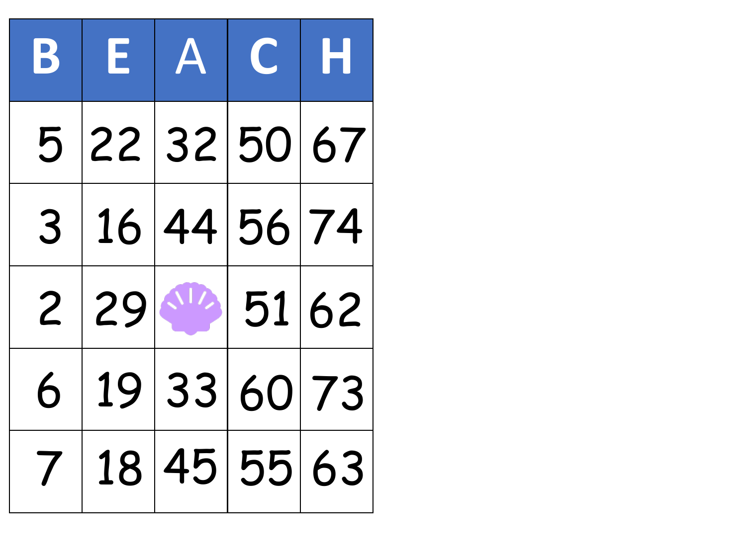| B | E | A | C | H |
|---|---|---|---|---|
| 5 | 22 | 32 | 50 | 67 |
| 3 | 16 | 44 | 56 | 74 |
| 2 | 29 | | 51 | 62 |
| 6 | 19 | 33 | 60 | 73 |
| 7 | 18 | 45 | 55 | 63 |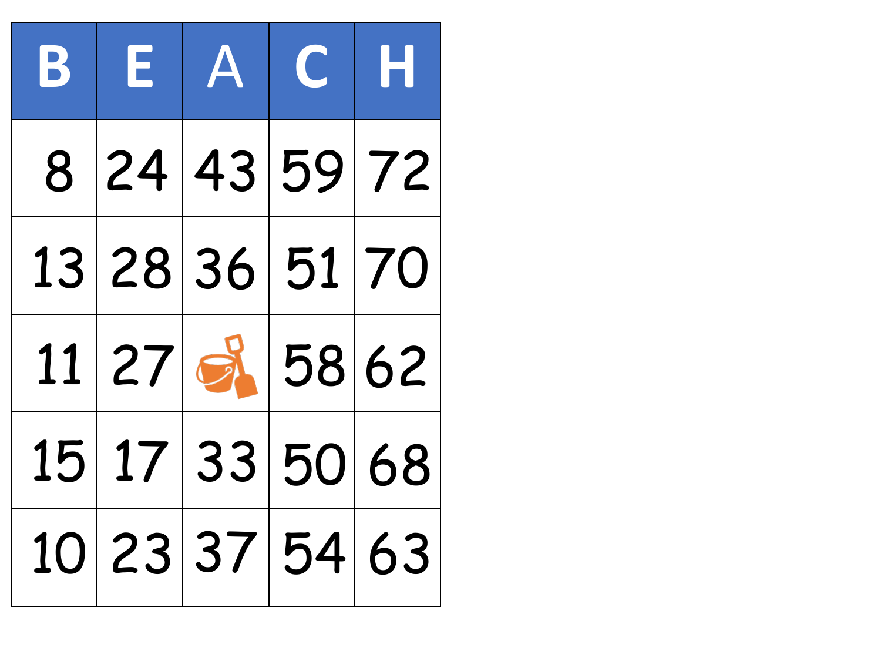| B | E | A | C | H |
|---|---|---|---|---|
| 8 | 24 | 43 | 59 | 72 |
| 13 | 28 | 36 | 51 | 70 |
| 11 | 27 | | 58 | 62 |
| 15 | 17 | 33 | 50 | 68 |
| 10 | 23 | 37 | 54 | 63 |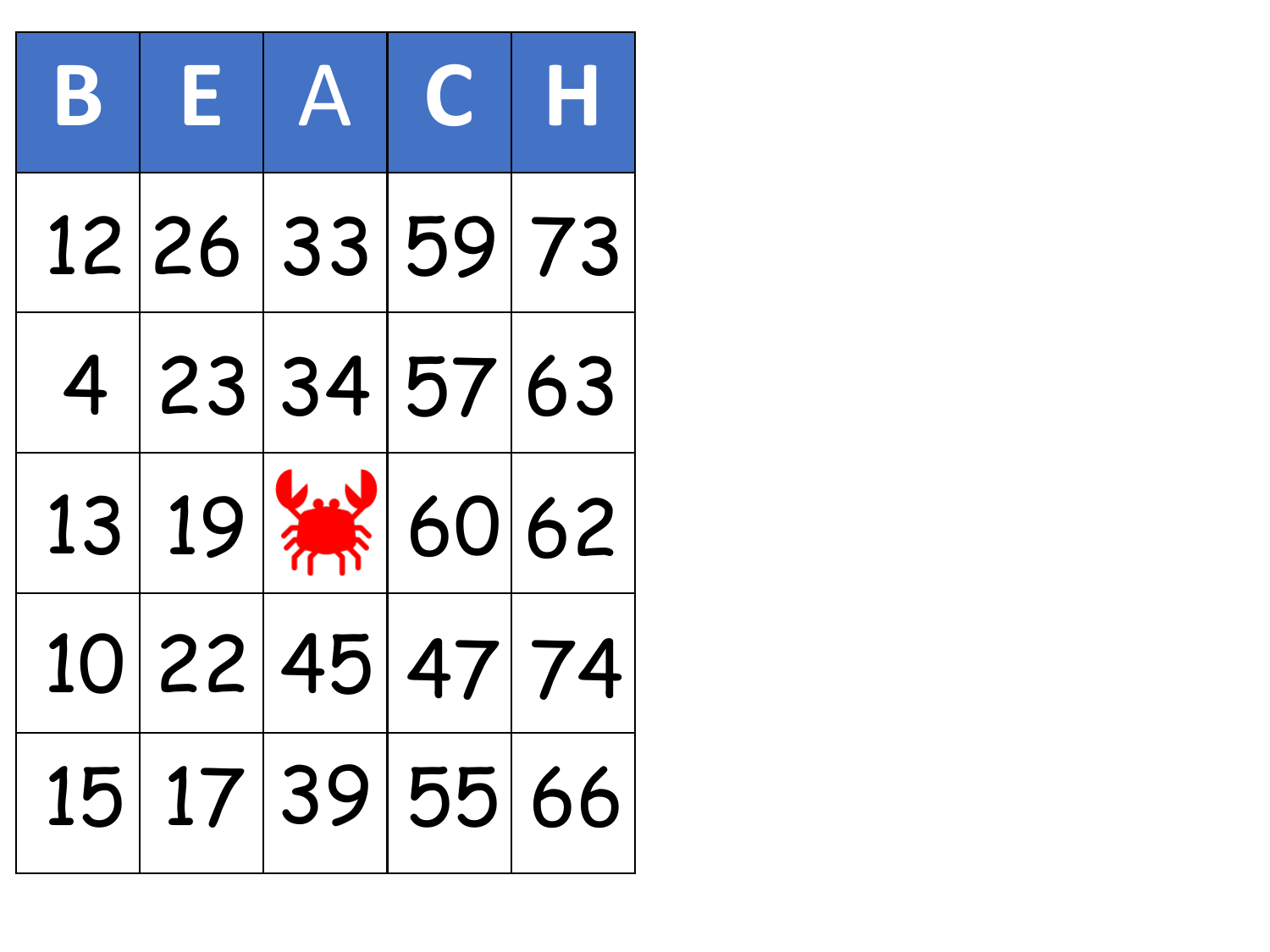| B | E | A | C | H |
|---|---|---|---|---|
| 12 | 26 | 33 | 59 | 73 |
| 4 | 23 | 34 | 57 | 63 |
| 13 | 19 | 🦀 | 60 | 62 |
| 10 | 22 | 45 | 47 | 74 |
| 15 | 17 | 39 | 55 | 66 |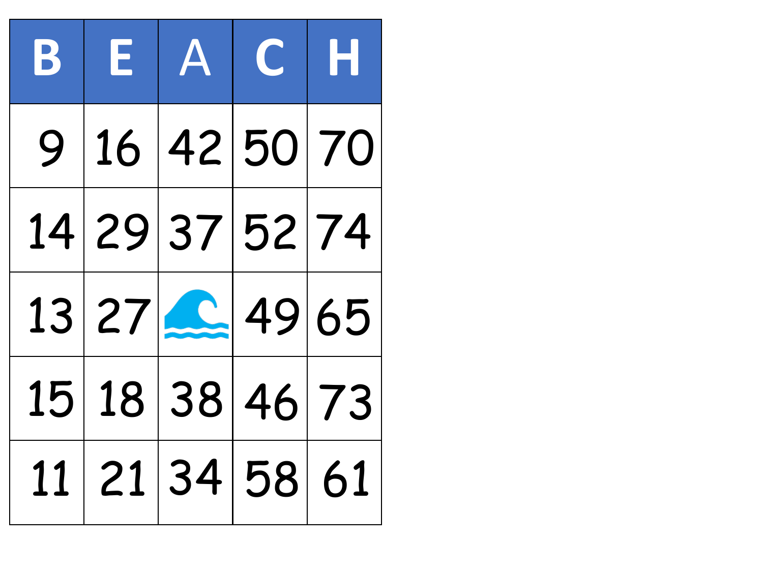| B | E | A | C | H |
|---|---|---|---|---|
| 9 | 16 | 42 | 50 | 70 |
| 14 | 29 | 37 | 52 | 74 |
| 13 | 27 | | 49 | 65 |
| 15 | 18 | 38 | 46 | 73 |
| 11 | 21 | 34 | 58 | 61 |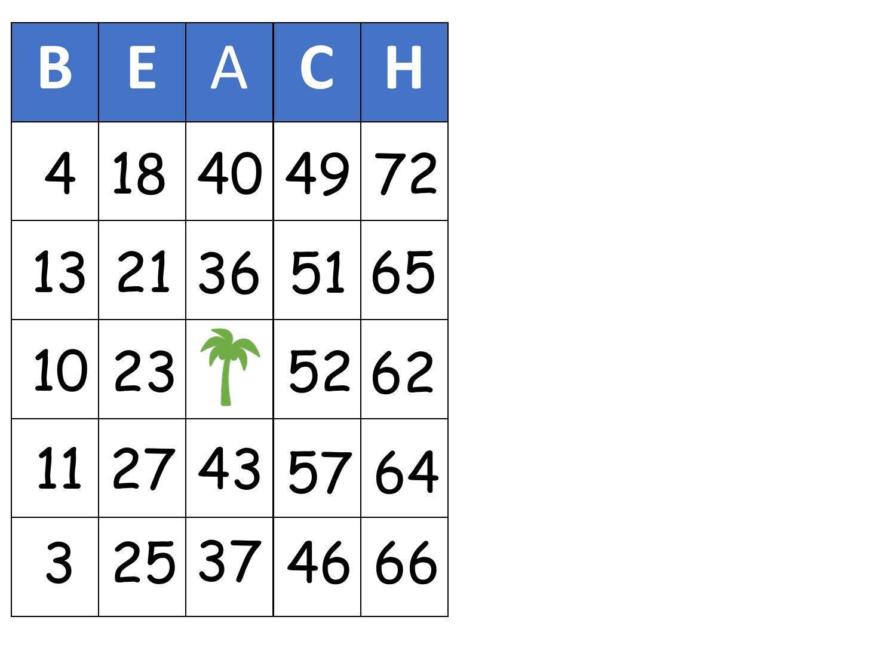| B | E | A | C | H |
|---|---|---|---|---|
| 4 | 18 | 40 | 49 | 72 |
| 13 | 21 | 36 | 51 | 65 |
| 10 | 23 | | 52 | 62 |
| 11 | 27 | 43 | 57 | 64 |
| 3 | 25 | 37 | 46 | 66 |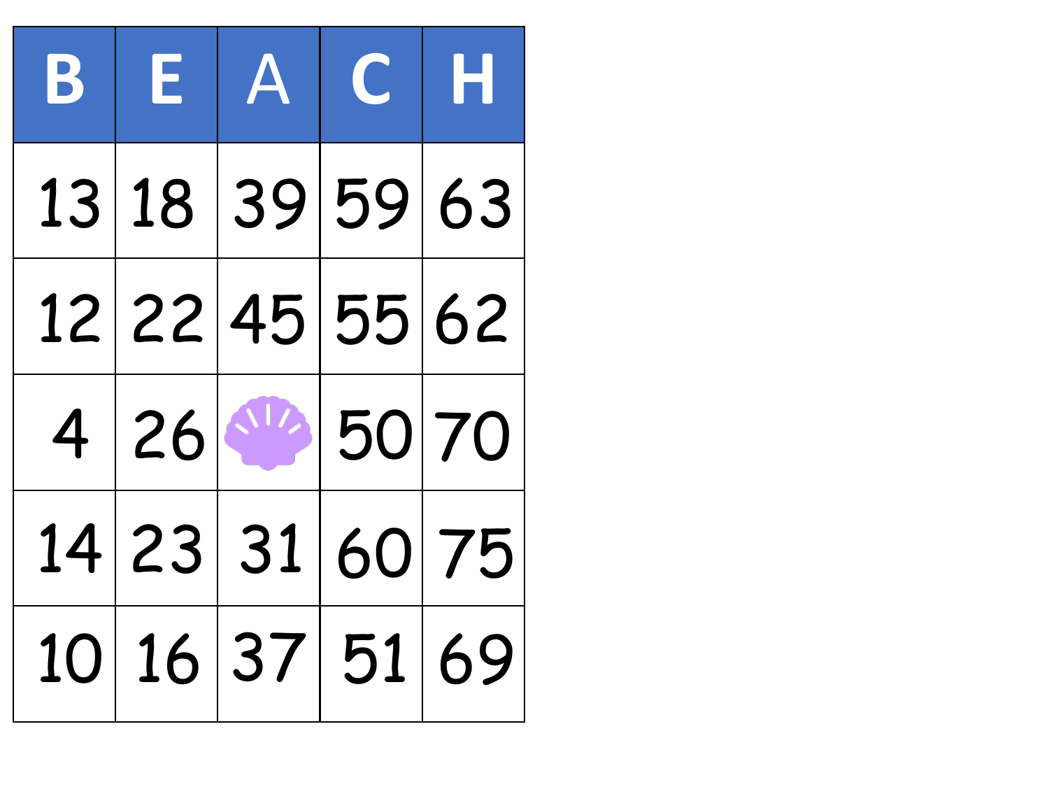| B | E | A | C | H |
|---|---|---|---|---|
| 13 | 18 | 39 | 59 | 63 |
| 12 | 22 | 45 | 55 | 62 |
| 4 | 26 | | 50 | 70 |
| 14 | 23 | 31 | 60 | 75 |
| 10 | 16 | 37 | 51 | 69 |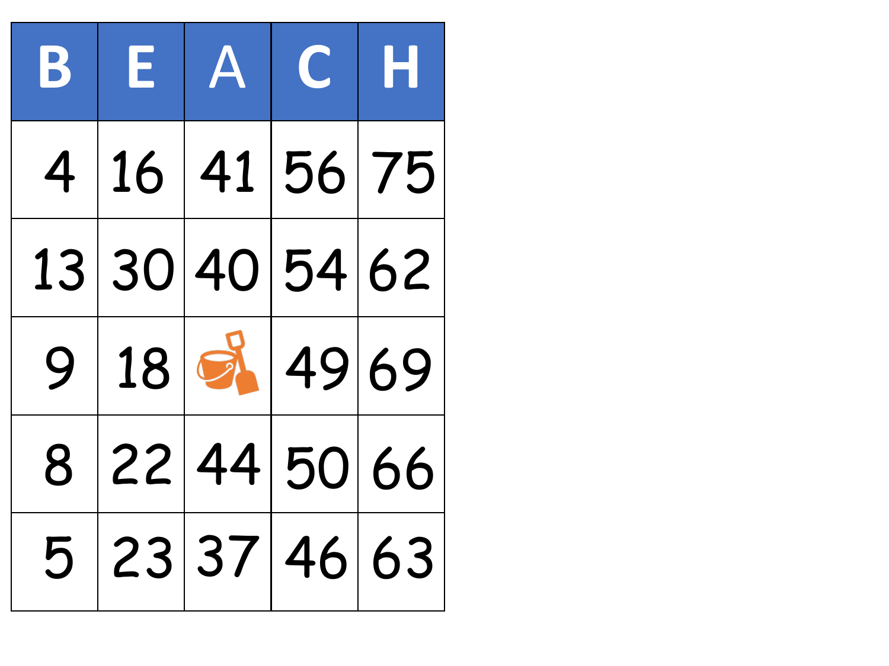| B | E | A | C | H |
|---|---|---|---|---|
| 4 | 16 | 41 | 56 | 75 |
| 13 | 30 | 40 | 54 | 62 |
| 9 | 18 | | 49 | 69 |
| 8 | 22 | 44 | 50 | 66 |
| 5 | 23 | 37 | 46 | 63 |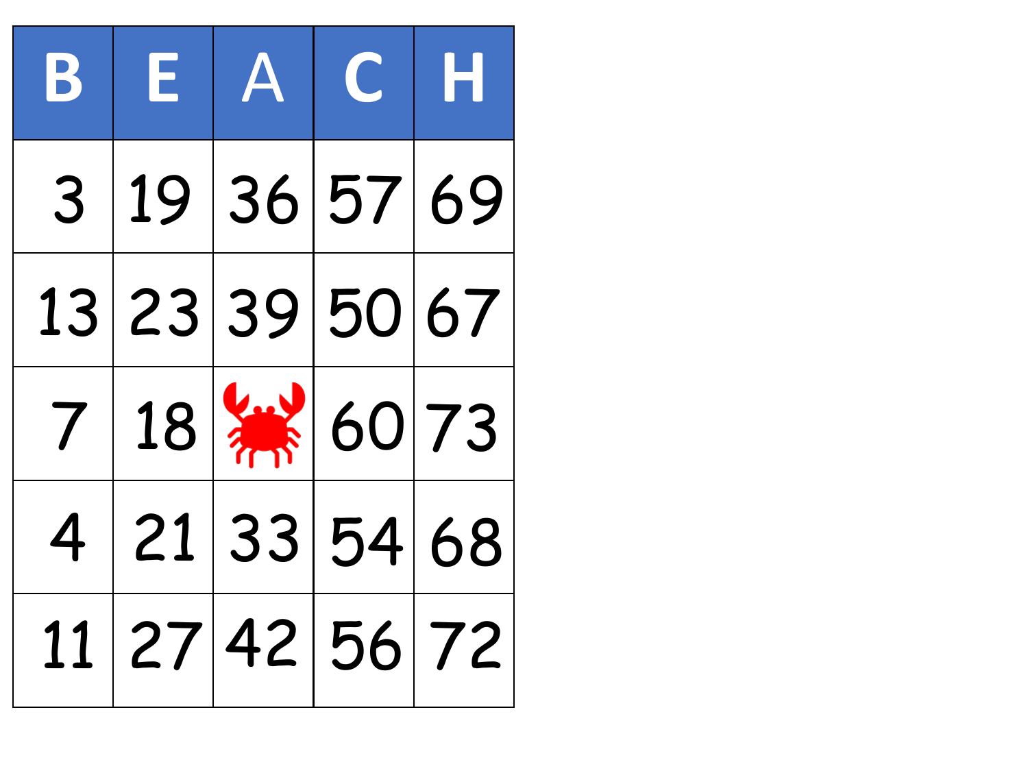| B | E | A | C | H |
|---|---|---|---|---|
| 3 | 19 | 36 | 57 | 69 |
| 13 | 23 | 39 | 50 | 67 |
| 7 | 18 | 🦀 | 60 | 73 |
| 4 | 21 | 33 | 54 | 68 |
| 11 | 27 | 42 | 56 | 72 |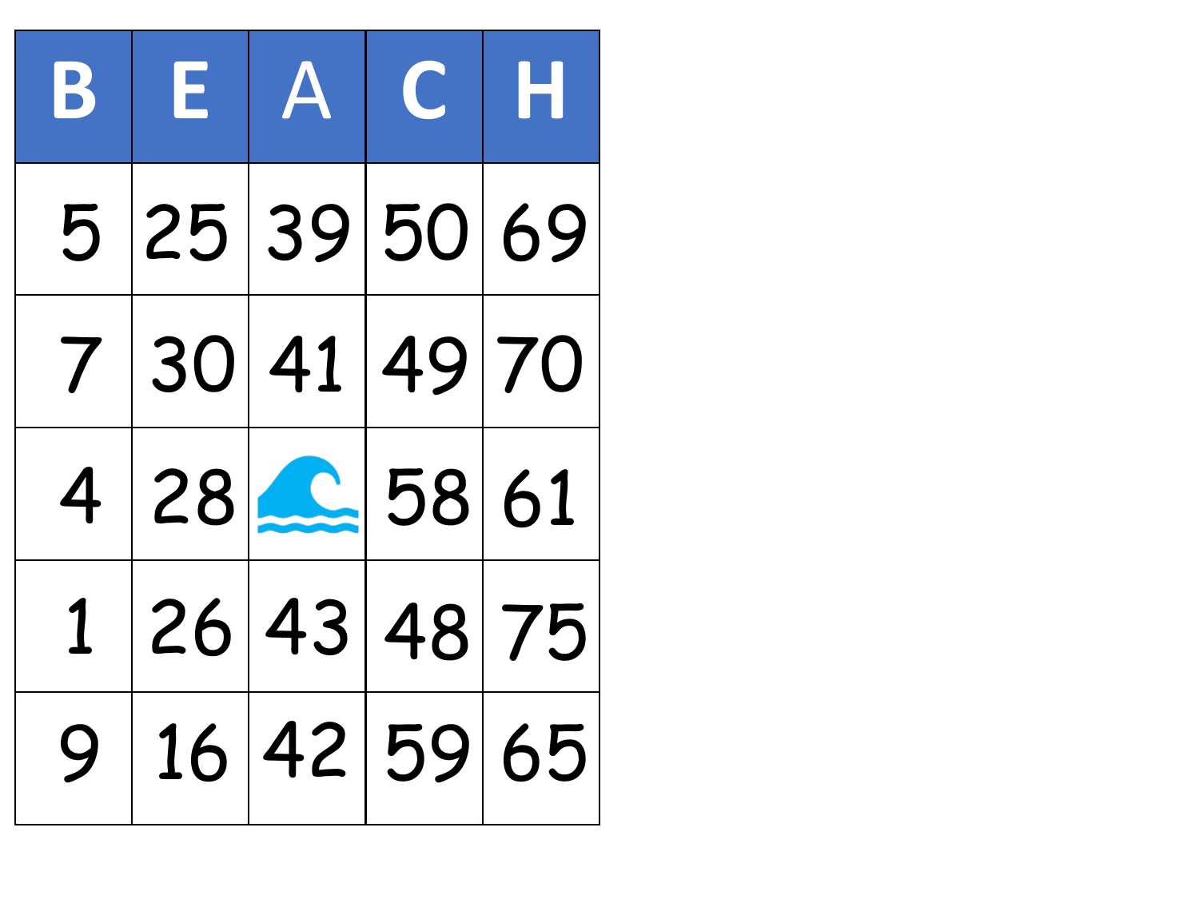| B | E | A | C | H |
|---|---|---|---|---|
| 5 | 25 | 39 | 50 | 69 |
| 7 | 30 | 41 | 49 | 70 |
| 4 | 28 | 🌊 | 58 | 61 |
| 1 | 26 | 43 | 48 | 75 |
| 9 | 16 | 42 | 59 | 65 |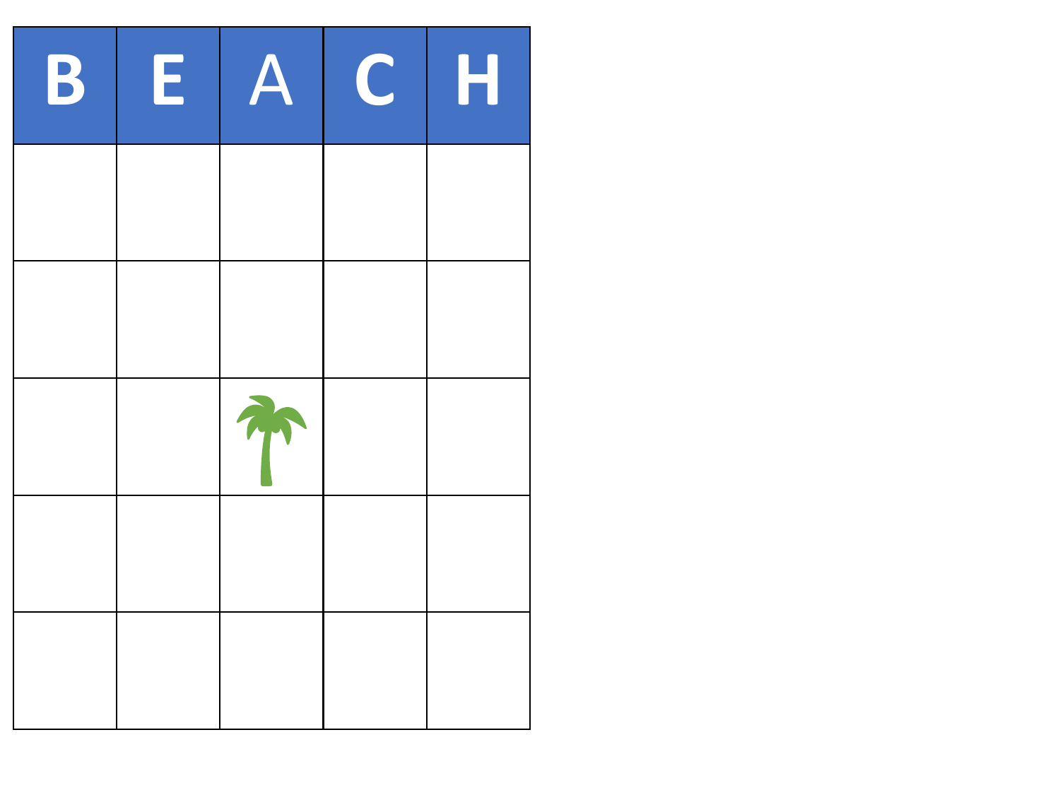| B | E | A | C | H |
| --- | --- | --- | --- | --- |
| | | | | |
| | | | | |
| | | | | |
| | | | | |
| | | | | |